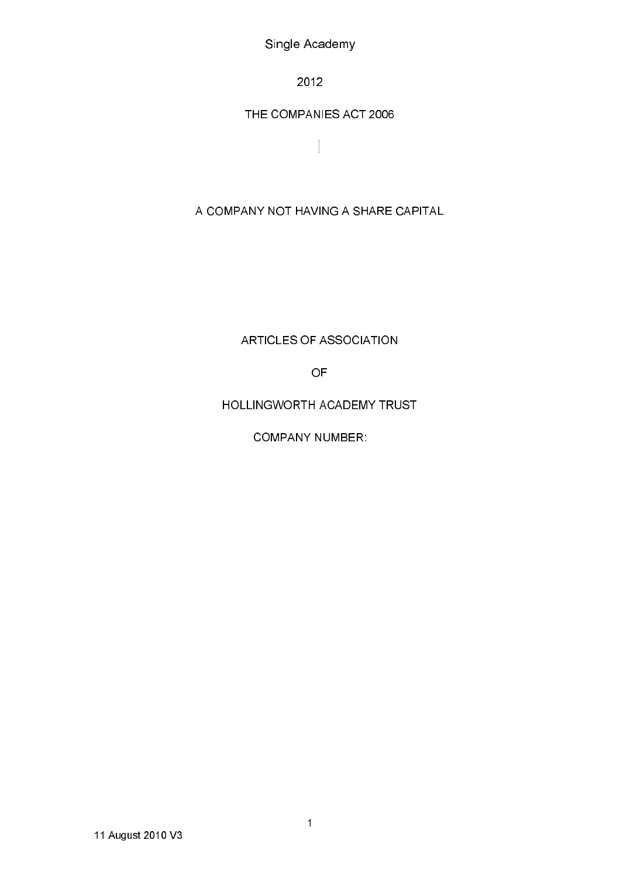Single Academy

2012

THE COMPANIES ACT 2006

A COMPANY NOT HAVING A SHARE CAPITAL

# ARTICLES OF ASSOCIATION

# OF

# HOLLINGWORTH ACADEMY TRUST

COMPANY NUMBER:

11 August 2010 V3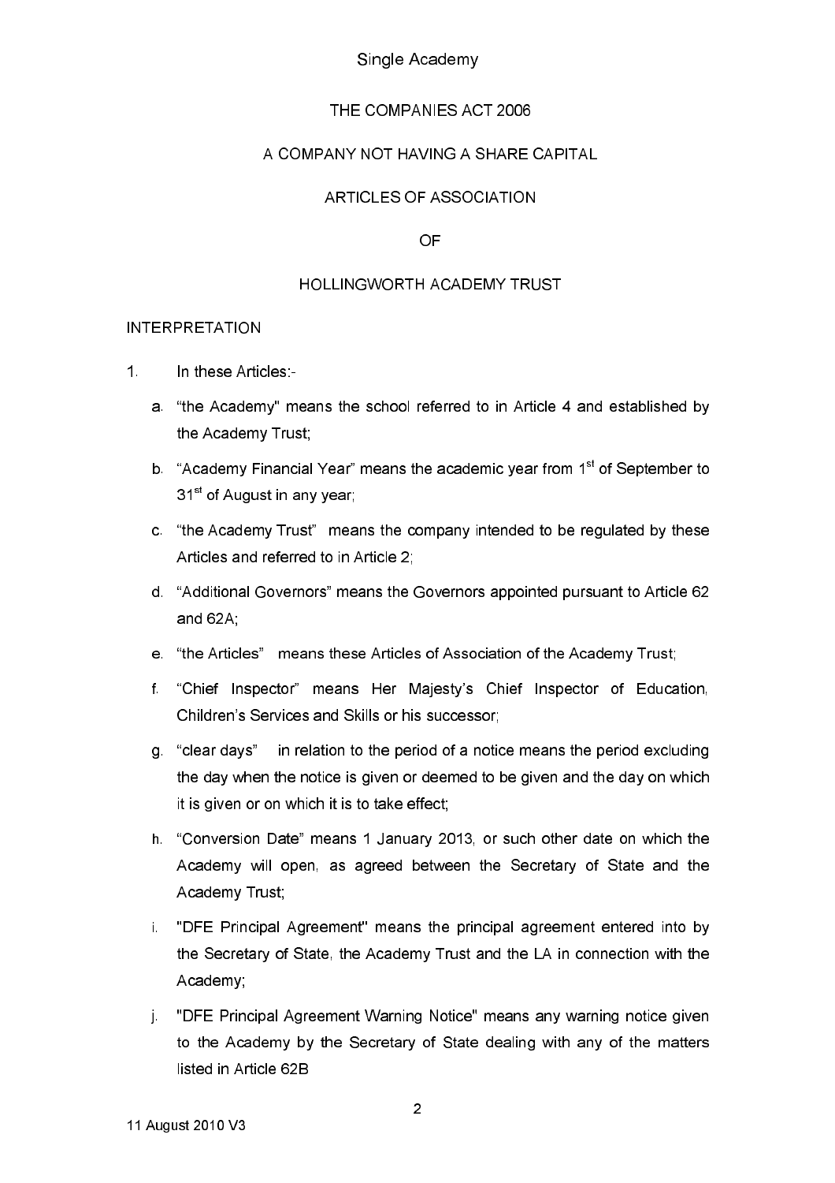Single Academy

THE COMPANIES ACT 2006

A COMPANY NOT HAVING A SHARE CAPITAL

ARTICLES OF ASSOCIATION

OF

HOLLINGWORTH ACADEMY TRUST

INTERPRETATION

1. In these Articles:-

   a. “the Academy" means the school referred to in Article 4 and established by the Academy Trust;

   b. “Academy Financial Year” means the academic year from 1st of September to 31st of August in any year;

   c. “the Academy Trust” means the company intended to be regulated by these Articles and referred to in Article 2;

   d. “Additional Governors” means the Governors appointed pursuant to Article 62 and 62A;

   e. “the Articles” means these Articles of Association of the Academy Trust;

   f. “Chief Inspector” means Her Majesty’s Chief Inspector of Education, Children’s Services and Skills or his successor;

   g. “clear days” in relation to the period of a notice means the period excluding the day when the notice is given or deemed to be given and the day on which it is given or on which it is to take effect;

   h. “Conversion Date” means 1 January 2013, or such other date on which the Academy will open, as agreed between the Secretary of State and the Academy Trust;

   i. "DFE Principal Agreement" means the principal agreement entered into by the Secretary of State, the Academy Trust and the LA in connection with the Academy;

   j. "DFE Principal Agreement Warning Notice" means any warning notice given to the Academy by the Secretary of State dealing with any of the matters listed in Article 62B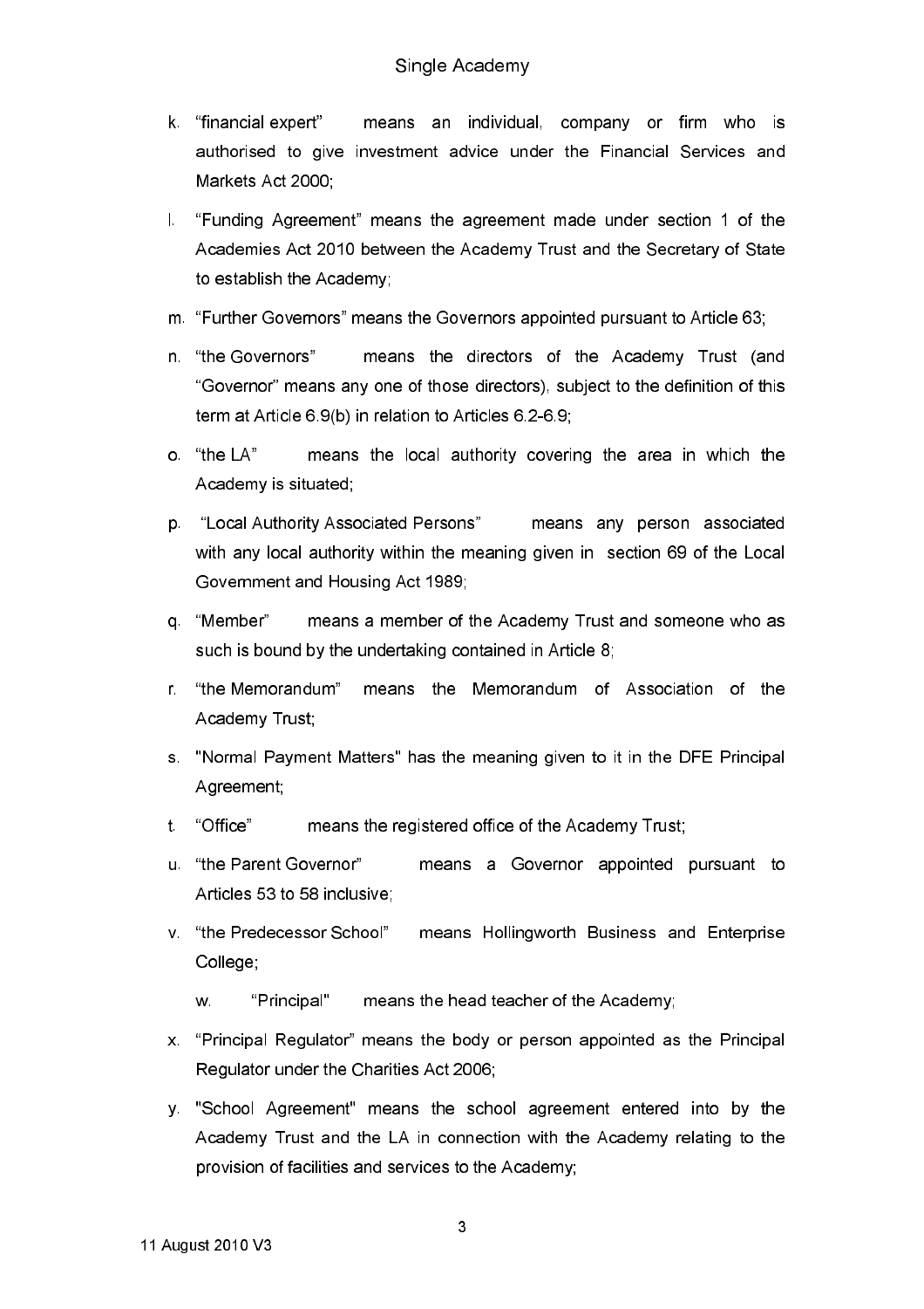k. "financial expert" means an individual, company or firm who is authorised to give investment advice under the Financial Services and Markets Act 2000;

l. "Funding Agreement" means the agreement made under section 1 of the Academies Act 2010 between the Academy Trust and the Secretary of State to establish the Academy;

m. "Further Governors" means the Governors appointed pursuant to Article 63;

n. "the Governors" means the directors of the Academy Trust (and "Governor" means any one of those directors), subject to the definition of this term at Article 6.9(b) in relation to Articles 6.2-6.9;

o. "the LA" means the local authority covering the area in which the Academy is situated;

p. "Local Authority Associated Persons" means any person associated with any local authority within the meaning given in section 69 of the Local Government and Housing Act 1989;

q. "Member" means a member of the Academy Trust and someone who as such is bound by the undertaking contained in Article 8;

r. "the Memorandum" means the Memorandum of Association of the Academy Trust;

s. "Normal Payment Matters" has the meaning given to it in the DFE Principal Agreement;

t. "Office" means the registered office of the Academy Trust;

u. "the Parent Governor" means a Governor appointed pursuant to Articles 53 to 58 inclusive;

v. "the Predecessor School" means Hollingworth Business and Enterprise College;

w. "Principal" means the head teacher of the Academy;

x. "Principal Regulator" means the body or person appointed as the Principal Regulator under the Charities Act 2006;

y. "School Agreement" means the school agreement entered into by the Academy Trust and the LA in connection with the Academy relating to the provision of facilities and services to the Academy;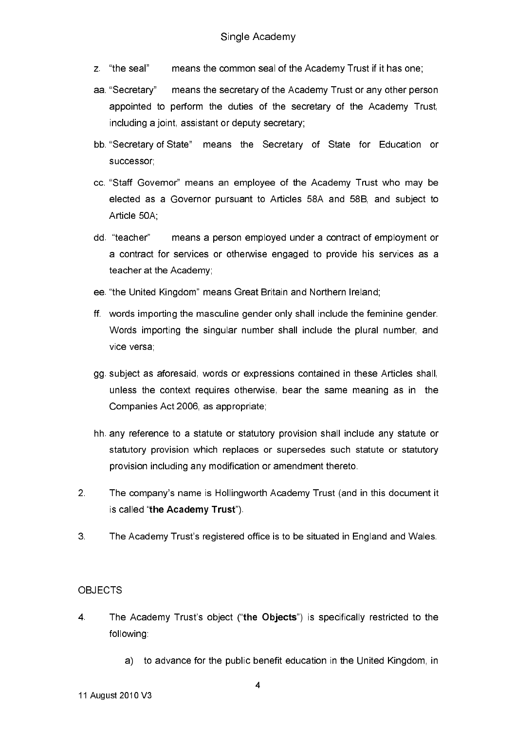z. “the seal” means the common seal of the Academy Trust if it has one;

aa. “Secretary” means the secretary of the Academy Trust or any other person appointed to perform the duties of the secretary of the Academy Trust, including a joint, assistant or deputy secretary;

bb. “Secretary of State” means the Secretary of State for Education or successor;

cc. “Staff Governor” means an employee of the Academy Trust who may be elected as a Governor pursuant to Articles 58A and 58B, and subject to Article 50A;

dd. “teacher” means a person employed under a contract of employment or a contract for services or otherwise engaged to provide his services as a teacher at the Academy;

ee. “the United Kingdom” means Great Britain and Northern Ireland;

ff. words importing the masculine gender only shall include the feminine gender. Words importing the singular number shall include the plural number, and vice versa;

gg. subject as aforesaid, words or expressions contained in these Articles shall, unless the context requires otherwise, bear the same meaning as in the Companies Act 2006, as appropriate;

hh. any reference to a statute or statutory provision shall include any statute or statutory provision which replaces or supersedes such statute or statutory provision including any modification or amendment thereto.

2. The company’s name is Hollingworth Academy Trust (and in this document it is called “**the Academy Trust**”).

3. The Academy Trust’s registered office is to be situated in England and Wales.

## OBJECTS

4. The Academy Trust’s object (“**the Objects**”) is specifically restricted to the following:

   a) to advance for the public benefit education in the United Kingdom, in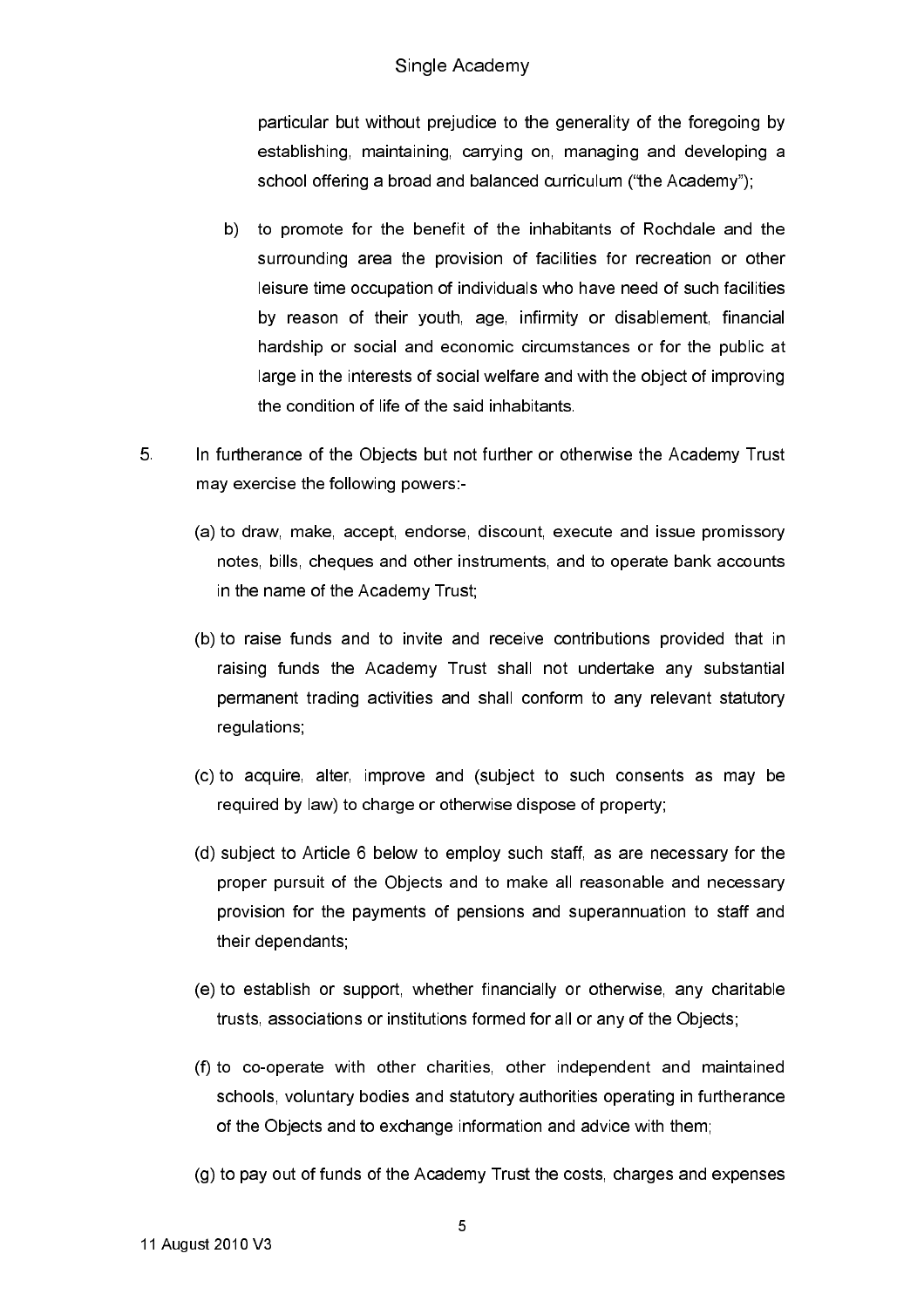particular but without prejudice to the generality of the foregoing by establishing, maintaining, carrying on, managing and developing a school offering a broad and balanced curriculum ("the Academy");

b) to promote for the benefit of the inhabitants of Rochdale and the surrounding area the provision of facilities for recreation or other leisure time occupation of individuals who have need of such facilities by reason of their youth, age, infirmity or disablement, financial hardship or social and economic circumstances or for the public at large in the interests of social welfare and with the object of improving the condition of life of the said inhabitants.

5. In furtherance of the Objects but not further or otherwise the Academy Trust may exercise the following powers:-

(a) to draw, make, accept, endorse, discount, execute and issue promissory notes, bills, cheques and other instruments, and to operate bank accounts in the name of the Academy Trust;

(b) to raise funds and to invite and receive contributions provided that in raising funds the Academy Trust shall not undertake any substantial permanent trading activities and shall conform to any relevant statutory regulations;

(c) to acquire, alter, improve and (subject to such consents as may be required by law) to charge or otherwise dispose of property;

(d) subject to Article 6 below to employ such staff, as are necessary for the proper pursuit of the Objects and to make all reasonable and necessary provision for the payments of pensions and superannuation to staff and their dependants;

(e) to establish or support, whether financially or otherwise, any charitable trusts, associations or institutions formed for all or any of the Objects;

(f) to co-operate with other charities, other independent and maintained schools, voluntary bodies and statutory authorities operating in furtherance of the Objects and to exchange information and advice with them;

(g) to pay out of funds of the Academy Trust the costs, charges and expenses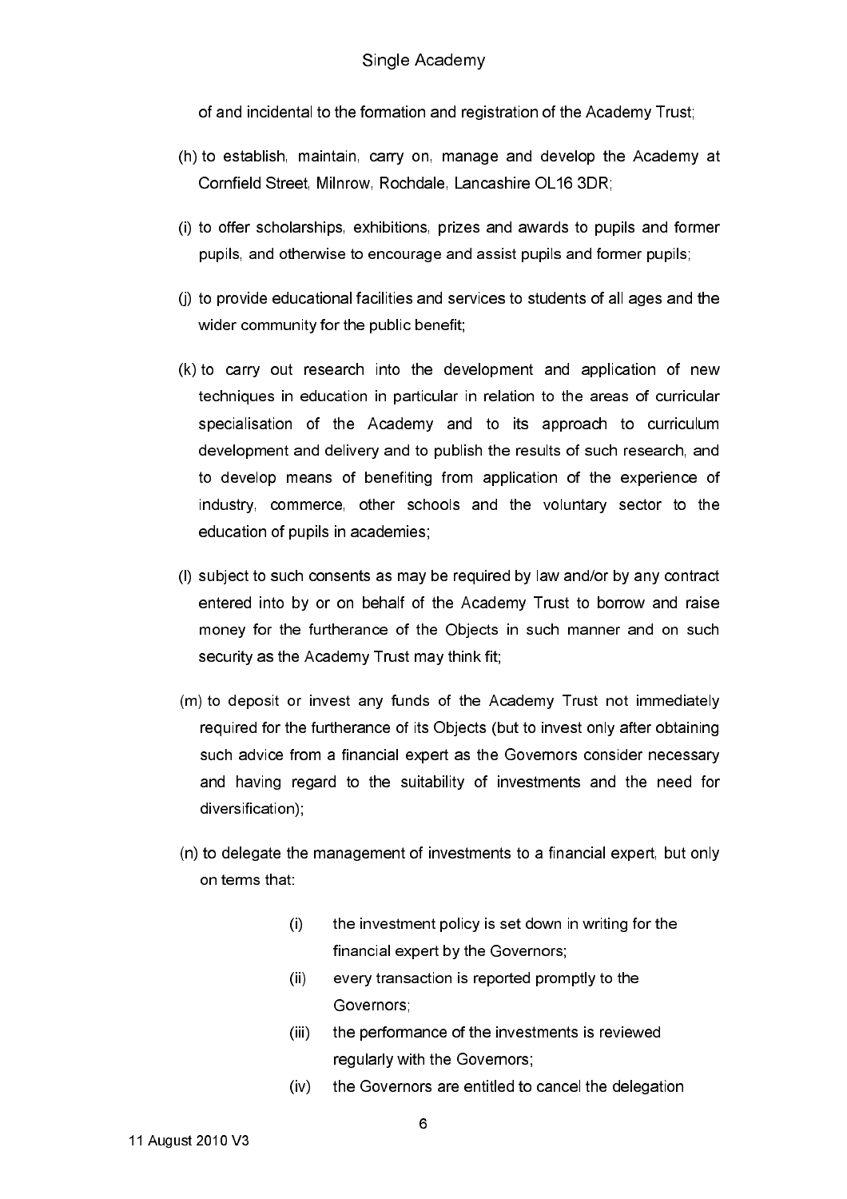of and incidental to the formation and registration of the Academy Trust;

(h) to establish, maintain, carry on, manage and develop the Academy at Cornfield Street, Milnrow, Rochdale, Lancashire OL16 3DR;

(i) to offer scholarships, exhibitions, prizes and awards to pupils and former pupils, and otherwise to encourage and assist pupils and former pupils;

(j) to provide educational facilities and services to students of all ages and the wider community for the public benefit;

(k) to carry out research into the development and application of new techniques in education in particular in relation to the areas of curricular specialisation of the Academy and to its approach to curriculum development and delivery and to publish the results of such research, and to develop means of benefiting from application of the experience of industry, commerce, other schools and the voluntary sector to the education of pupils in academies;

(l) subject to such consents as may be required by law and/or by any contract entered into by or on behalf of the Academy Trust to borrow and raise money for the furtherance of the Objects in such manner and on such security as the Academy Trust may think fit;

(m) to deposit or invest any funds of the Academy Trust not immediately required for the furtherance of its Objects (but to invest only after obtaining such advice from a financial expert as the Governors consider necessary and having regard to the suitability of investments and the need for diversification);

(n) to delegate the management of investments to a financial expert, but only on terms that:

   (i) the investment policy is set down in writing for the financial expert by the Governors;
   (ii) every transaction is reported promptly to the Governors;
   (iii) the performance of the investments is reviewed regularly with the Governors;
   (iv) the Governors are entitled to cancel the delegation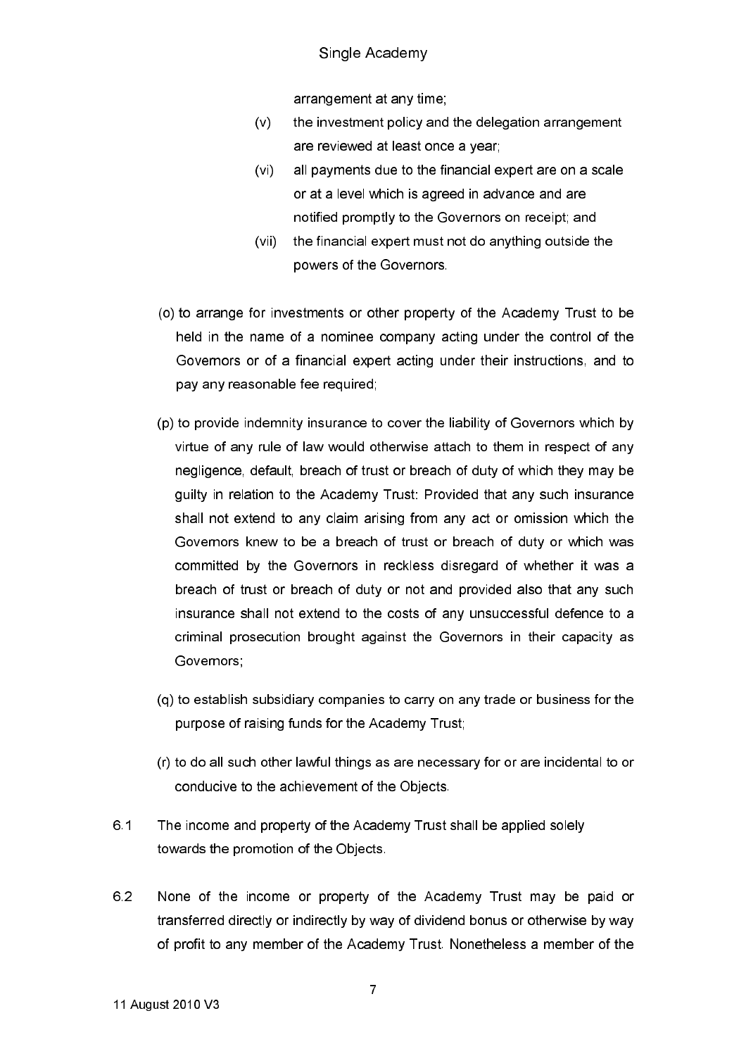arrangement at any time;

(v) the investment policy and the delegation arrangement are reviewed at least once a year;

(vi) all payments due to the financial expert are on a scale or at a level which is agreed in advance and are notified promptly to the Governors on receipt; and

(vii) the financial expert must not do anything outside the powers of the Governors.

(o) to arrange for investments or other property of the Academy Trust to be held in the name of a nominee company acting under the control of the Governors or of a financial expert acting under their instructions, and to pay any reasonable fee required;

(p) to provide indemnity insurance to cover the liability of Governors which by virtue of any rule of law would otherwise attach to them in respect of any negligence, default, breach of trust or breach of duty of which they may be guilty in relation to the Academy Trust: Provided that any such insurance shall not extend to any claim arising from any act or omission which the Governors knew to be a breach of trust or breach of duty or which was committed by the Governors in reckless disregard of whether it was a breach of trust or breach of duty or not and provided also that any such insurance shall not extend to the costs of any unsuccessful defence to a criminal prosecution brought against the Governors in their capacity as Governors;

(q) to establish subsidiary companies to carry on any trade or business for the purpose of raising funds for the Academy Trust;

(r) to do all such other lawful things as are necessary for or are incidental to or conducive to the achievement of the Objects.

6.1 The income and property of the Academy Trust shall be applied solely towards the promotion of the Objects.

6.2 None of the income or property of the Academy Trust may be paid or transferred directly or indirectly by way of dividend bonus or otherwise by way of profit to any member of the Academy Trust. Nonetheless a member of the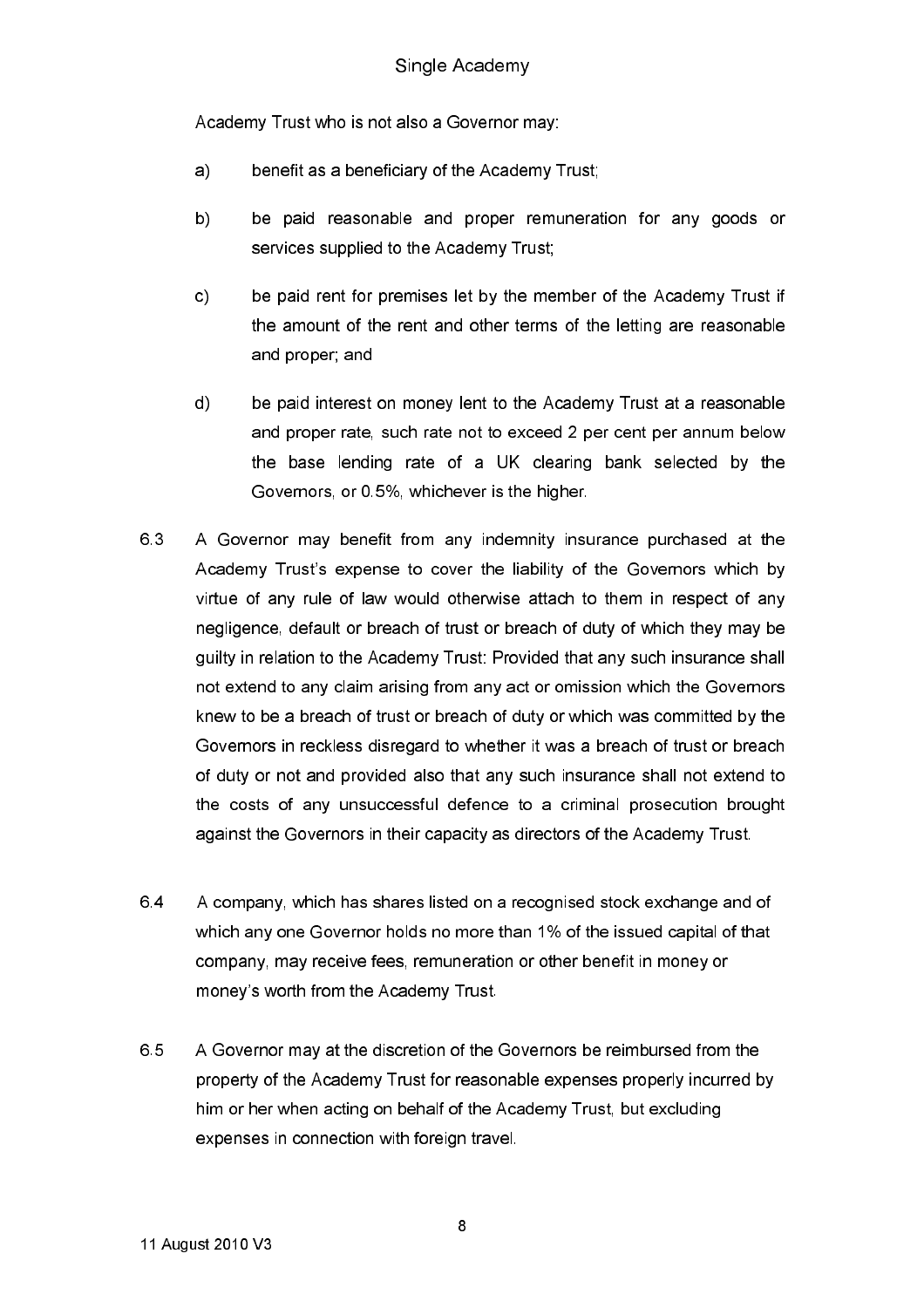Academy Trust who is not also a Governor may:

a) benefit as a beneficiary of the Academy Trust;

b) be paid reasonable and proper remuneration for any goods or services supplied to the Academy Trust;

c) be paid rent for premises let by the member of the Academy Trust if the amount of the rent and other terms of the letting are reasonable and proper; and

d) be paid interest on money lent to the Academy Trust at a reasonable and proper rate, such rate not to exceed 2 per cent per annum below the base lending rate of a UK clearing bank selected by the Governors, or 0.5%, whichever is the higher.

6.3 A Governor may benefit from any indemnity insurance purchased at the Academy Trust's expense to cover the liability of the Governors which by virtue of any rule of law would otherwise attach to them in respect of any negligence, default or breach of trust or breach of duty of which they may be guilty in relation to the Academy Trust: Provided that any such insurance shall not extend to any claim arising from any act or omission which the Governors knew to be a breach of trust or breach of duty or which was committed by the Governors in reckless disregard to whether it was a breach of trust or breach of duty or not and provided also that any such insurance shall not extend to the costs of any unsuccessful defence to a criminal prosecution brought against the Governors in their capacity as directors of the Academy Trust.

6.4 A company, which has shares listed on a recognised stock exchange and of which any one Governor holds no more than 1% of the issued capital of that company, may receive fees, remuneration or other benefit in money or money's worth from the Academy Trust.

6.5 A Governor may at the discretion of the Governors be reimbursed from the property of the Academy Trust for reasonable expenses properly incurred by him or her when acting on behalf of the Academy Trust, but excluding expenses in connection with foreign travel.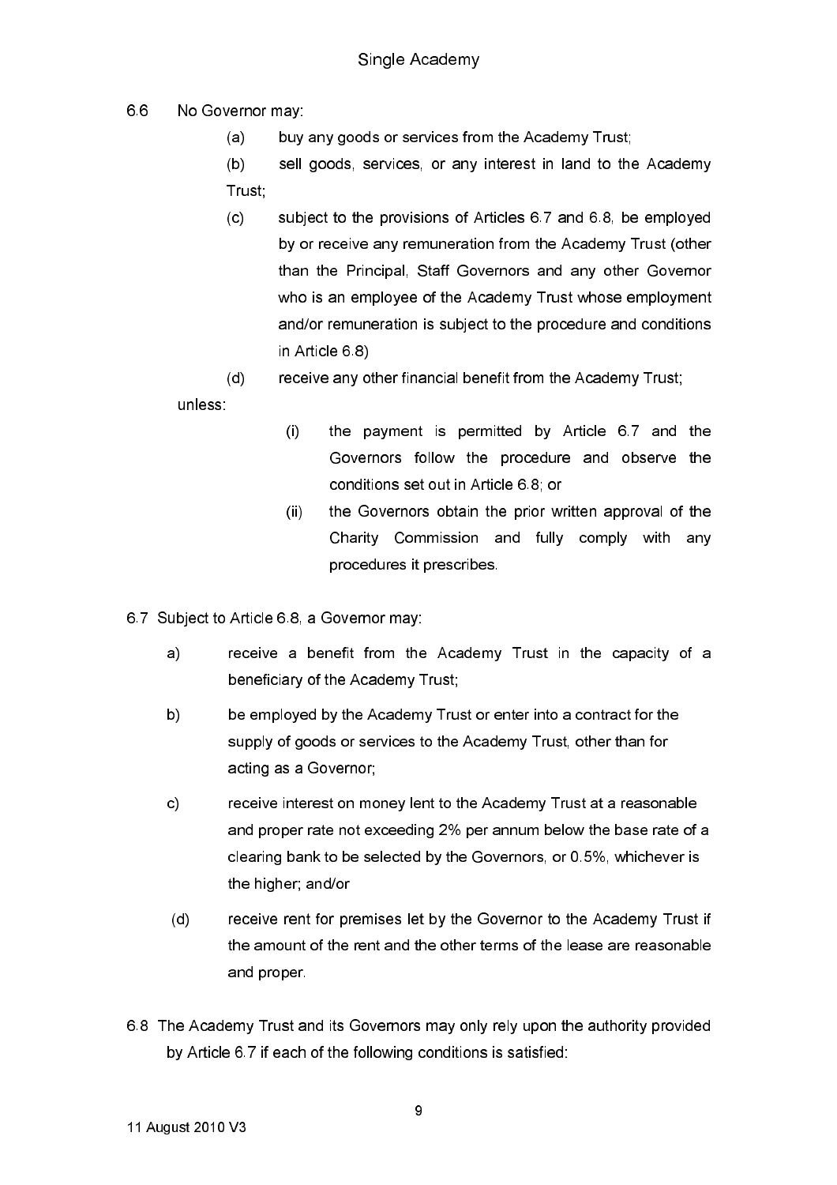6.6 No Governor may:

(a) buy any goods or services from the Academy Trust;

(b) sell goods, services, or any interest in land to the Academy Trust;

(c) subject to the provisions of Articles 6.7 and 6.8, be employed by or receive any remuneration from the Academy Trust (other than the Principal, Staff Governors and any other Governor who is an employee of the Academy Trust whose employment and/or remuneration is subject to the procedure and conditions in Article 6.8)

(d) receive any other financial benefit from the Academy Trust;

unless:

(i) the payment is permitted by Article 6.7 and the Governors follow the procedure and observe the conditions set out in Article 6.8; or

(ii) the Governors obtain the prior written approval of the Charity Commission and fully comply with any procedures it prescribes.

6.7 Subject to Article 6.8, a Governor may:

a) receive a benefit from the Academy Trust in the capacity of a beneficiary of the Academy Trust;

b) be employed by the Academy Trust or enter into a contract for the supply of goods or services to the Academy Trust, other than for acting as a Governor;

c) receive interest on money lent to the Academy Trust at a reasonable and proper rate not exceeding 2% per annum below the base rate of a clearing bank to be selected by the Governors, or 0.5%, whichever is the higher; and/or

(d) receive rent for premises let by the Governor to the Academy Trust if the amount of the rent and the other terms of the lease are reasonable and proper.

6.8 The Academy Trust and its Governors may only rely upon the authority provided by Article 6.7 if each of the following conditions is satisfied: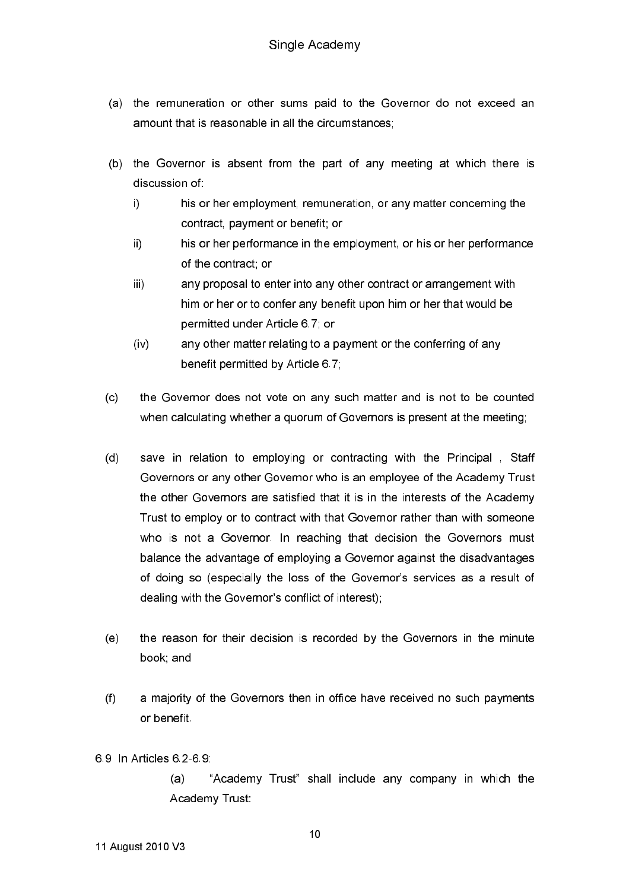(a) the remuneration or other sums paid to the Governor do not exceed an amount that is reasonable in all the circumstances;

(b) the Governor is absent from the part of any meeting at which there is discussion of:

  i) his or her employment, remuneration, or any matter concerning the contract, payment or benefit; or

  ii) his or her performance in the employment, or his or her performance of the contract; or

  iii) any proposal to enter into any other contract or arrangement with him or her or to confer any benefit upon him or her that would be permitted under Article 6.7; or

  (iv) any other matter relating to a payment or the conferring of any benefit permitted by Article 6.7;

(c) the Governor does not vote on any such matter and is not to be counted when calculating whether a quorum of Governors is present at the meeting;

(d) save in relation to employing or contracting with the Principal , Staff Governors or any other Governor who is an employee of the Academy Trust the other Governors are satisfied that it is in the interests of the Academy Trust to employ or to contract with that Governor rather than with someone who is not a Governor. In reaching that decision the Governors must balance the advantage of employing a Governor against the disadvantages of doing so (especially the loss of the Governor's services as a result of dealing with the Governor's conflict of interest);

(e) the reason for their decision is recorded by the Governors in the minute book; and

(f) a majority of the Governors then in office have received no such payments or benefit.

6.9 In Articles 6.2-6.9:

  (a) "Academy Trust" shall include any company in which the Academy Trust: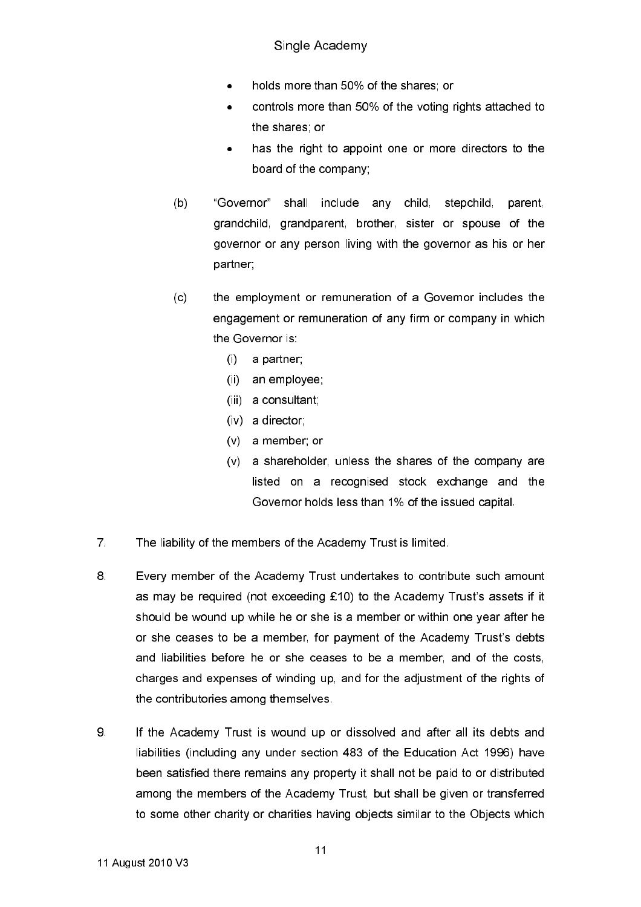- holds more than 50% of the shares; or
- controls more than 50% of the voting rights attached to the shares; or
- has the right to appoint one or more directors to the board of the company;

(b) "Governor" shall include any child, stepchild, parent, grandchild, grandparent, brother, sister or spouse of the governor or any person living with the governor as his or her partner;

(c) the employment or remuneration of a Governor includes the engagement or remuneration of any firm or company in which the Governor is:

   (i) a partner;

   (ii) an employee;

   (iii) a consultant;

   (iv) a director;

   (v) a member; or

   (v) a shareholder, unless the shares of the company are listed on a recognised stock exchange and the Governor holds less than 1% of the issued capital.

7. The liability of the members of the Academy Trust is limited.

8. Every member of the Academy Trust undertakes to contribute such amount as may be required (not exceeding £10) to the Academy Trust's assets if it should be wound up while he or she is a member or within one year after he or she ceases to be a member, for payment of the Academy Trust's debts and liabilities before he or she ceases to be a member, and of the costs, charges and expenses of winding up, and for the adjustment of the rights of the contributories among themselves.

9. If the Academy Trust is wound up or dissolved and after all its debts and liabilities (including any under section 483 of the Education Act 1996) have been satisfied there remains any property it shall not be paid to or distributed among the members of the Academy Trust, but shall be given or transferred to some other charity or charities having objects similar to the Objects which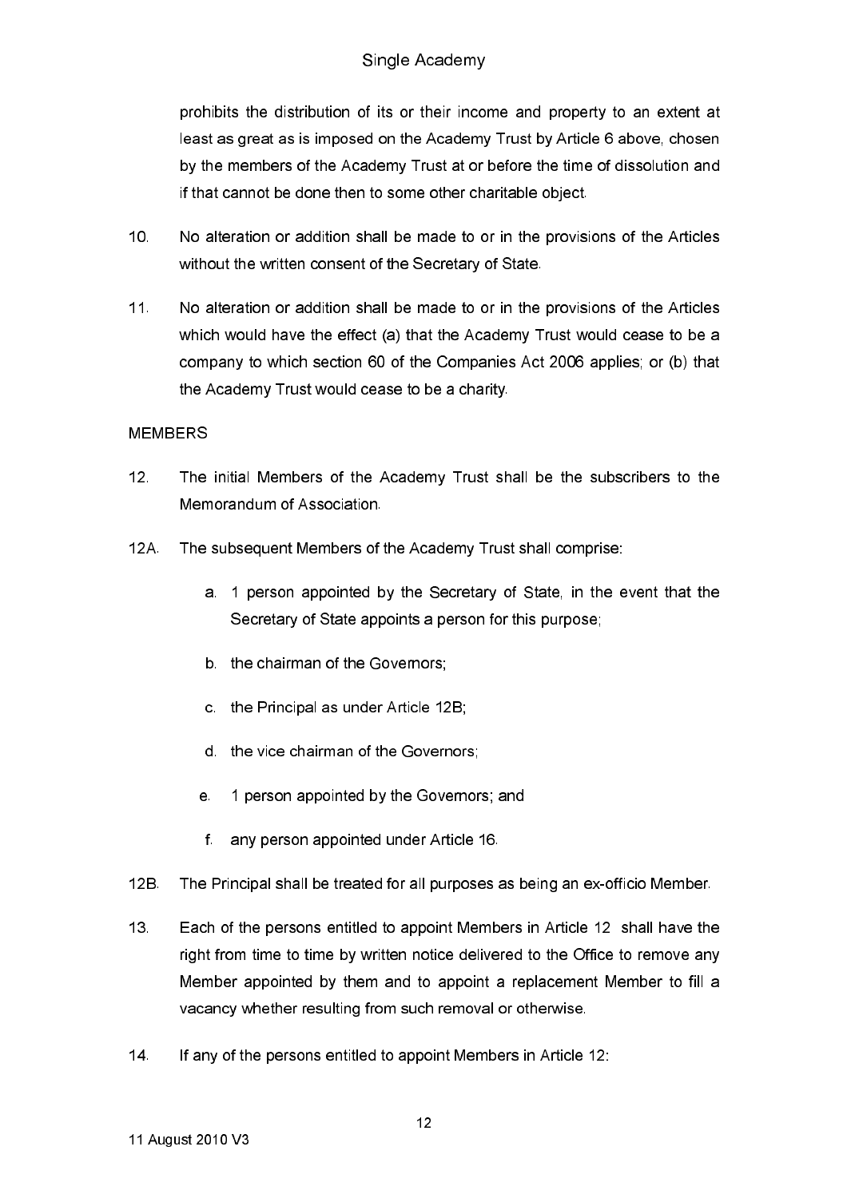prohibits the distribution of its or their income and property to an extent at least as great as is imposed on the Academy Trust by Article 6 above, chosen by the members of the Academy Trust at or before the time of dissolution and if that cannot be done then to some other charitable object.

10. No alteration or addition shall be made to or in the provisions of the Articles without the written consent of the Secretary of State.

11. No alteration or addition shall be made to or in the provisions of the Articles which would have the effect (a) that the Academy Trust would cease to be a company to which section 60 of the Companies Act 2006 applies; or (b) that the Academy Trust would cease to be a charity.

MEMBERS

12. The initial Members of the Academy Trust shall be the subscribers to the Memorandum of Association.

12A. The subsequent Members of the Academy Trust shall comprise:

   a. 1 person appointed by the Secretary of State, in the event that the Secretary of State appoints a person for this purpose;

   b. the chairman of the Governors;

   c. the Principal as under Article 12B;

   d. the vice chairman of the Governors;

   e. 1 person appointed by the Governors; and

   f. any person appointed under Article 16.

12B. The Principal shall be treated for all purposes as being an ex-officio Member.

13. Each of the persons entitled to appoint Members in Article 12 shall have the right from time to time by written notice delivered to the Office to remove any Member appointed by them and to appoint a replacement Member to fill a vacancy whether resulting from such removal or otherwise.

14. If any of the persons entitled to appoint Members in Article 12: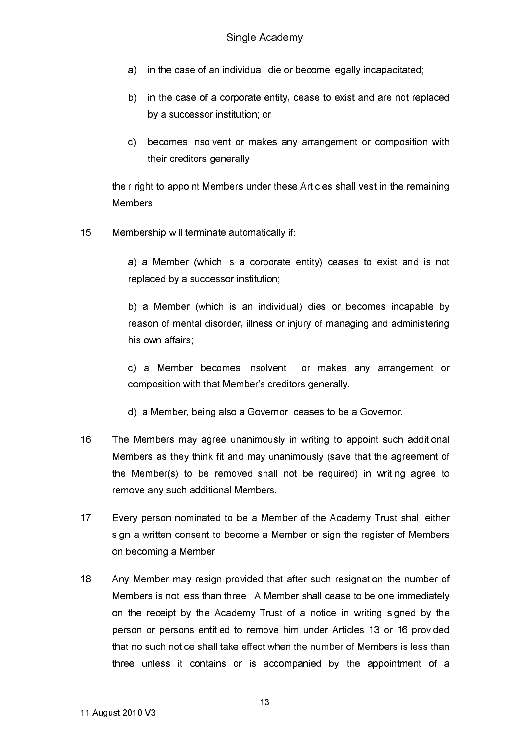a) in the case of an individual, die or become legally incapacitated;

b) in the case of a corporate entity, cease to exist and are not replaced by a successor institution; or

c) becomes insolvent or makes any arrangement or composition with their creditors generally

their right to appoint Members under these Articles shall vest in the remaining Members.

15. Membership will terminate automatically if:

   a) a Member (which is a corporate entity) ceases to exist and is not replaced by a successor institution;

   b) a Member (which is an individual) dies or becomes incapable by reason of mental disorder, illness or injury of managing and administering his own affairs;

   c) a Member becomes insolvent or makes any arrangement or composition with that Member's creditors generally.

   d) a Member, being also a Governor, ceases to be a Governor.

16. The Members may agree unanimously in writing to appoint such additional Members as they think fit and may unanimously (save that the agreement of the Member(s) to be removed shall not be required) in writing agree to remove any such additional Members.

17. Every person nominated to be a Member of the Academy Trust shall either sign a written consent to become a Member or sign the register of Members on becoming a Member.

18. Any Member may resign provided that after such resignation the number of Members is not less than three. A Member shall cease to be one immediately on the receipt by the Academy Trust of a notice in writing signed by the person or persons entitled to remove him under Articles 13 or 16 provided that no such notice shall take effect when the number of Members is less than three unless it contains or is accompanied by the appointment of a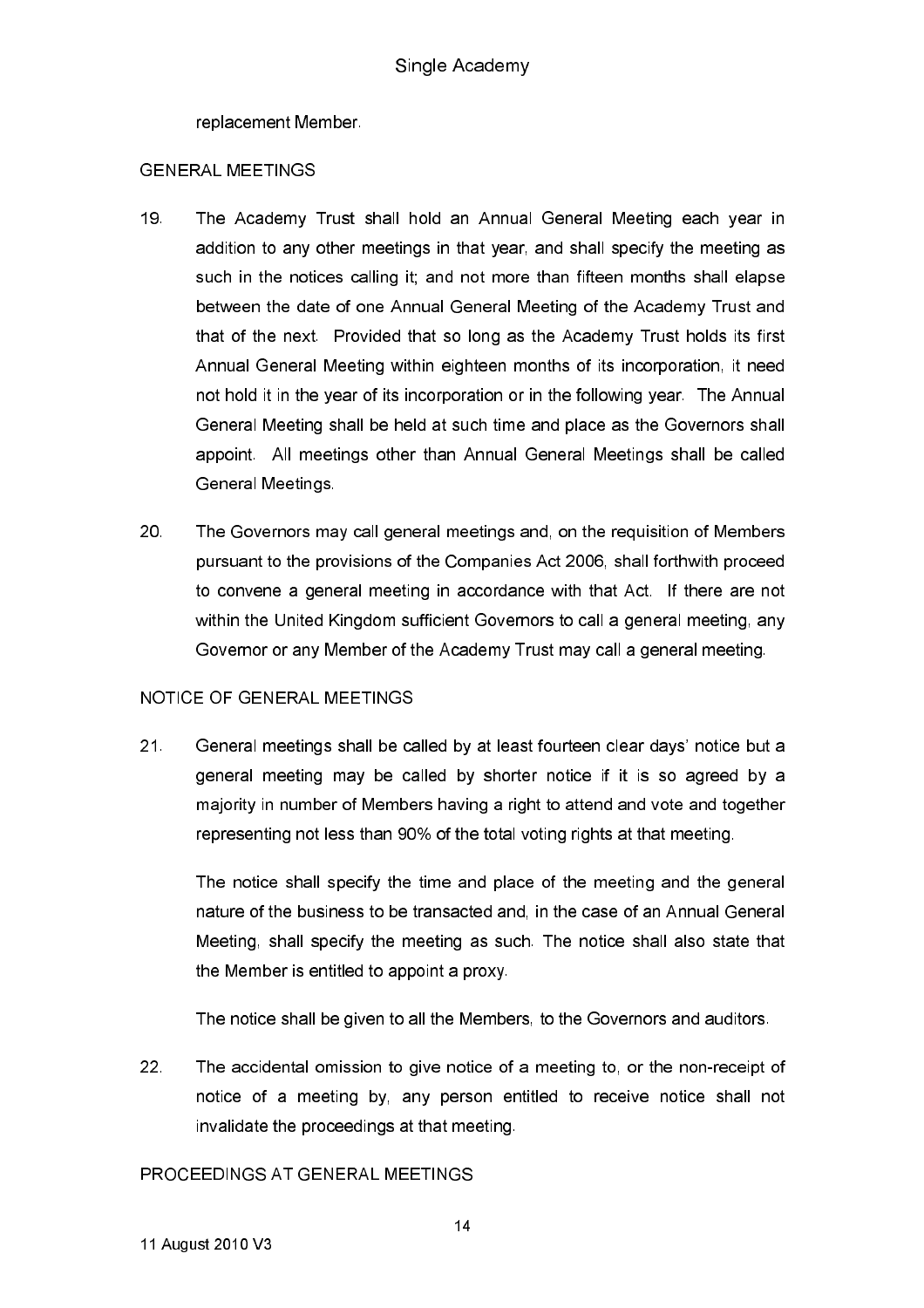replacement Member.

## GENERAL MEETINGS

19. The Academy Trust shall hold an Annual General Meeting each year in addition to any other meetings in that year, and shall specify the meeting as such in the notices calling it; and not more than fifteen months shall elapse between the date of one Annual General Meeting of the Academy Trust and that of the next. Provided that so long as the Academy Trust holds its first Annual General Meeting within eighteen months of its incorporation, it need not hold it in the year of its incorporation or in the following year. The Annual General Meeting shall be held at such time and place as the Governors shall appoint. All meetings other than Annual General Meetings shall be called General Meetings.

20. The Governors may call general meetings and, on the requisition of Members pursuant to the provisions of the Companies Act 2006, shall forthwith proceed to convene a general meeting in accordance with that Act. If there are not within the United Kingdom sufficient Governors to call a general meeting, any Governor or any Member of the Academy Trust may call a general meeting.

## NOTICE OF GENERAL MEETINGS

21. General meetings shall be called by at least fourteen clear days' notice but a general meeting may be called by shorter notice if it is so agreed by a majority in number of Members having a right to attend and vote and together representing not less than 90% of the total voting rights at that meeting.

    The notice shall specify the time and place of the meeting and the general nature of the business to be transacted and, in the case of an Annual General Meeting, shall specify the meeting as such. The notice shall also state that the Member is entitled to appoint a proxy.

    The notice shall be given to all the Members, to the Governors and auditors.

22. The accidental omission to give notice of a meeting to, or the non-receipt of notice of a meeting by, any person entitled to receive notice shall not invalidate the proceedings at that meeting.

## PROCEEDINGS AT GENERAL MEETINGS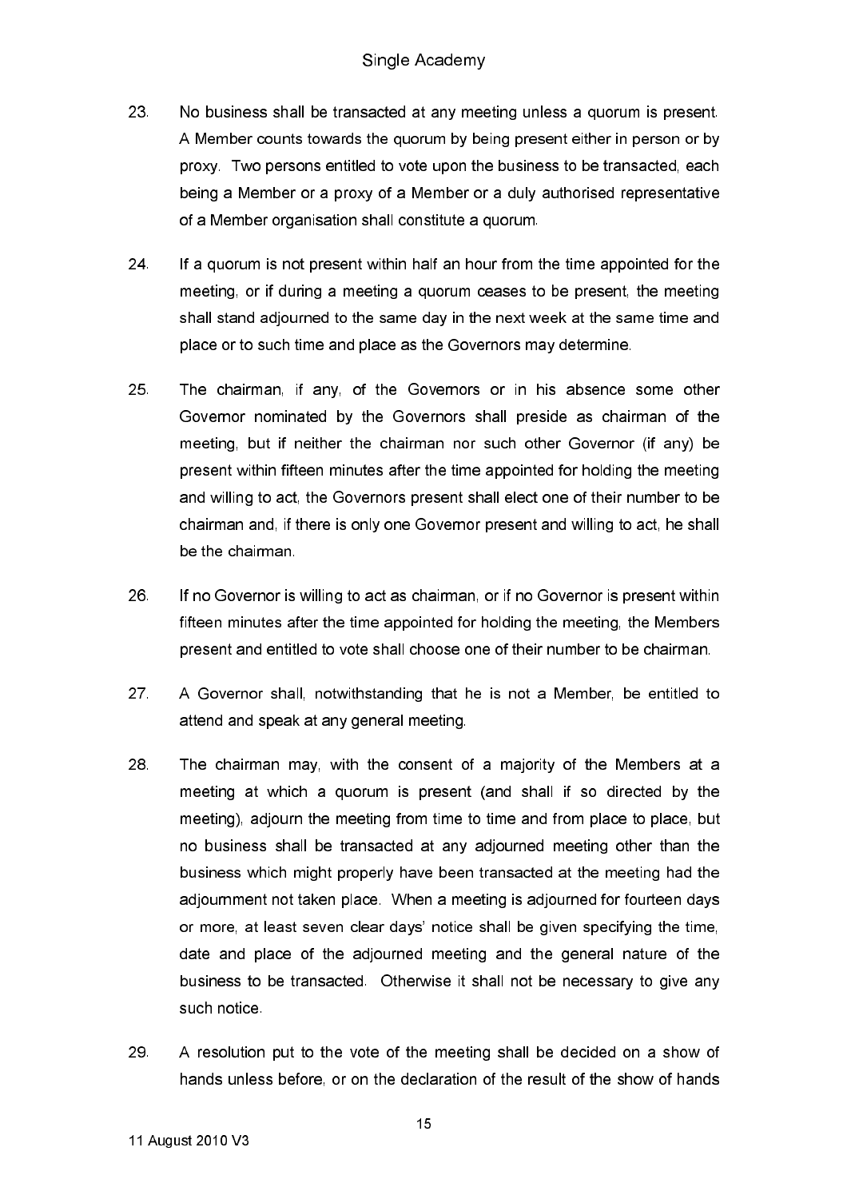23. No business shall be transacted at any meeting unless a quorum is present. A Member counts towards the quorum by being present either in person or by proxy. Two persons entitled to vote upon the business to be transacted, each being a Member or a proxy of a Member or a duly authorised representative of a Member organisation shall constitute a quorum.

24. If a quorum is not present within half an hour from the time appointed for the meeting, or if during a meeting a quorum ceases to be present, the meeting shall stand adjourned to the same day in the next week at the same time and place or to such time and place as the Governors may determine.

25. The chairman, if any, of the Governors or in his absence some other Governor nominated by the Governors shall preside as chairman of the meeting, but if neither the chairman nor such other Governor (if any) be present within fifteen minutes after the time appointed for holding the meeting and willing to act, the Governors present shall elect one of their number to be chairman and, if there is only one Governor present and willing to act, he shall be the chairman.

26. If no Governor is willing to act as chairman, or if no Governor is present within fifteen minutes after the time appointed for holding the meeting, the Members present and entitled to vote shall choose one of their number to be chairman.

27. A Governor shall, notwithstanding that he is not a Member, be entitled to attend and speak at any general meeting.

28. The chairman may, with the consent of a majority of the Members at a meeting at which a quorum is present (and shall if so directed by the meeting), adjourn the meeting from time to time and from place to place, but no business shall be transacted at any adjourned meeting other than the business which might properly have been transacted at the meeting had the adjournment not taken place. When a meeting is adjourned for fourteen days or more, at least seven clear days' notice shall be given specifying the time, date and place of the adjourned meeting and the general nature of the business to be transacted. Otherwise it shall not be necessary to give any such notice.

29. A resolution put to the vote of the meeting shall be decided on a show of hands unless before, or on the declaration of the result of the show of hands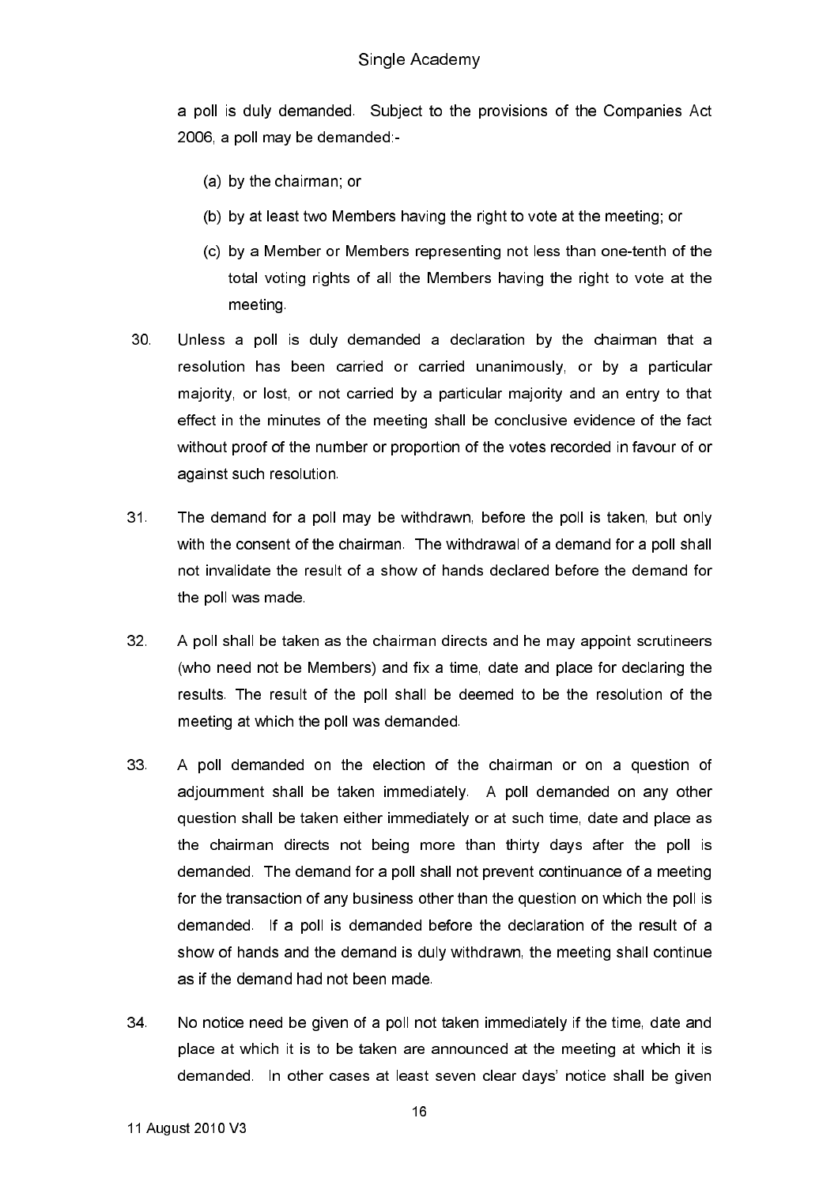a poll is duly demanded. Subject to the provisions of the Companies Act 2006, a poll may be demanded:-

(a) by the chairman; or

(b) by at least two Members having the right to vote at the meeting; or

(c) by a Member or Members representing not less than one-tenth of the total voting rights of all the Members having the right to vote at the meeting.

30. Unless a poll is duly demanded a declaration by the chairman that a resolution has been carried or carried unanimously, or by a particular majority, or lost, or not carried by a particular majority and an entry to that effect in the minutes of the meeting shall be conclusive evidence of the fact without proof of the number or proportion of the votes recorded in favour of or against such resolution.

31. The demand for a poll may be withdrawn, before the poll is taken, but only with the consent of the chairman. The withdrawal of a demand for a poll shall not invalidate the result of a show of hands declared before the demand for the poll was made.

32. A poll shall be taken as the chairman directs and he may appoint scrutineers (who need not be Members) and fix a time, date and place for declaring the results. The result of the poll shall be deemed to be the resolution of the meeting at which the poll was demanded.

33. A poll demanded on the election of the chairman or on a question of adjournment shall be taken immediately. A poll demanded on any other question shall be taken either immediately or at such time, date and place as the chairman directs not being more than thirty days after the poll is demanded. The demand for a poll shall not prevent continuance of a meeting for the transaction of any business other than the question on which the poll is demanded. If a poll is demanded before the declaration of the result of a show of hands and the demand is duly withdrawn, the meeting shall continue as if the demand had not been made.

34. No notice need be given of a poll not taken immediately if the time, date and place at which it is to be taken are announced at the meeting at which it is demanded. In other cases at least seven clear days' notice shall be given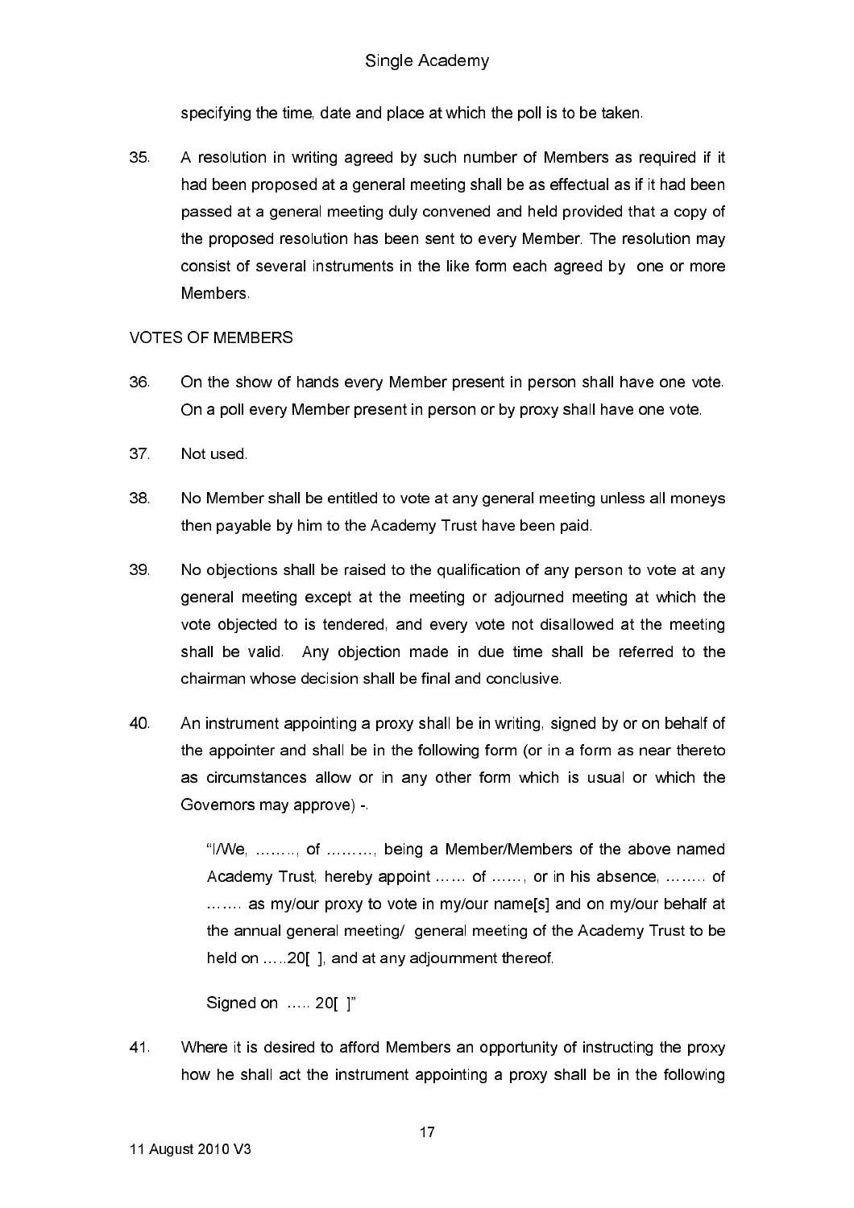specifying the time, date and place at which the poll is to be taken.

35. A resolution in writing agreed by such number of Members as required if it had been proposed at a general meeting shall be as effectual as if it had been passed at a general meeting duly convened and held provided that a copy of the proposed resolution has been sent to every Member. The resolution may consist of several instruments in the like form each agreed by one or more Members.

VOTES OF MEMBERS

36. On the show of hands every Member present in person shall have one vote. On a poll every Member present in person or by proxy shall have one vote.

37. Not used.

38. No Member shall be entitled to vote at any general meeting unless all moneys then payable by him to the Academy Trust have been paid.

39. No objections shall be raised to the qualification of any person to vote at any general meeting except at the meeting or adjourned meeting at which the vote objected to is tendered, and every vote not disallowed at the meeting shall be valid. Any objection made in due time shall be referred to the chairman whose decision shall be final and conclusive.

40. An instrument appointing a proxy shall be in writing, signed by or on behalf of the appointer and shall be in the following form (or in a form as near thereto as circumstances allow or in any other form which is usual or which the Governors may approve) -.

> "I/We, ……., of ………, being a Member/Members of the above named Academy Trust, hereby appoint …… of ……, or in his absence, …….. of ……. as my/our proxy to vote in my/our name[s] and on my/our behalf at the annual general meeting/ general meeting of the Academy Trust to be held on …..20[ ], and at any adjournment thereof.
>
> Signed on ….. 20[ ]"

41. Where it is desired to afford Members an opportunity of instructing the proxy how he shall act the instrument appointing a proxy shall be in the following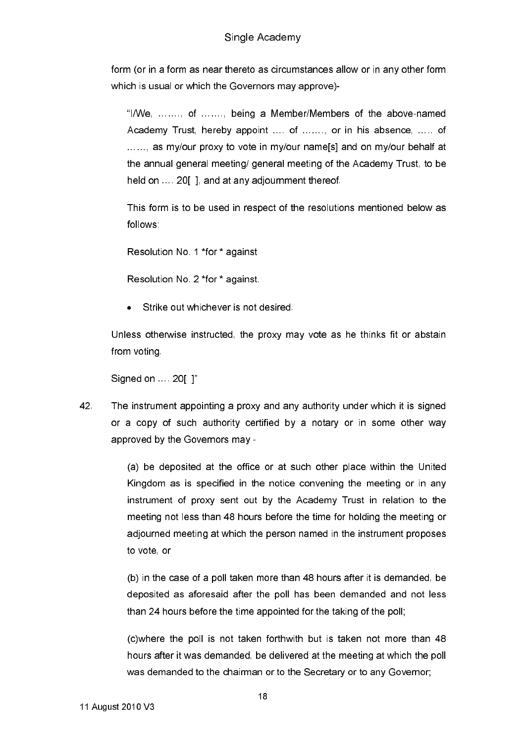form (or in a form as near thereto as circumstances allow or in any other form which is usual or which the Governors may approve)-

> "I/We, ……., of ……., being a Member/Members of the above-named Academy Trust, hereby appoint …. of ……., or in his absence, ….. of ……, as my/our proxy to vote in my/our name[s] and on my/our behalf at the annual general meeting/ general meeting of the Academy Trust, to be held on …. 20[ ], and at any adjournment thereof.
>
> This form is to be used in respect of the resolutions mentioned below as follows:
>
> Resolution No. 1 *for * against
>
> Resolution No. 2 *for * against.
>
> - Strike out whichever is not desired.
>
> Unless otherwise instructed, the proxy may vote as he thinks fit or abstain from voting.
>
> Signed on …. 20[ ]"

42. The instrument appointing a proxy and any authority under which it is signed or a copy of such authority certified by a notary or in some other way approved by the Governors may -

    (a) be deposited at the office or at such other place within the United Kingdom as is specified in the notice convening the meeting or in any instrument of proxy sent out by the Academy Trust in relation to the meeting not less than 48 hours before the time for holding the meeting or adjourned meeting at which the person named in the instrument proposes to vote, or

    (b) in the case of a poll taken more than 48 hours after it is demanded, be deposited as aforesaid after the poll has been demanded and not less than 24 hours before the time appointed for the taking of the poll;

    (c)where the poll is not taken forthwith but is taken not more than 48 hours after it was demanded, be delivered at the meeting at which the poll was demanded to the chairman or to the Secretary or to any Governor;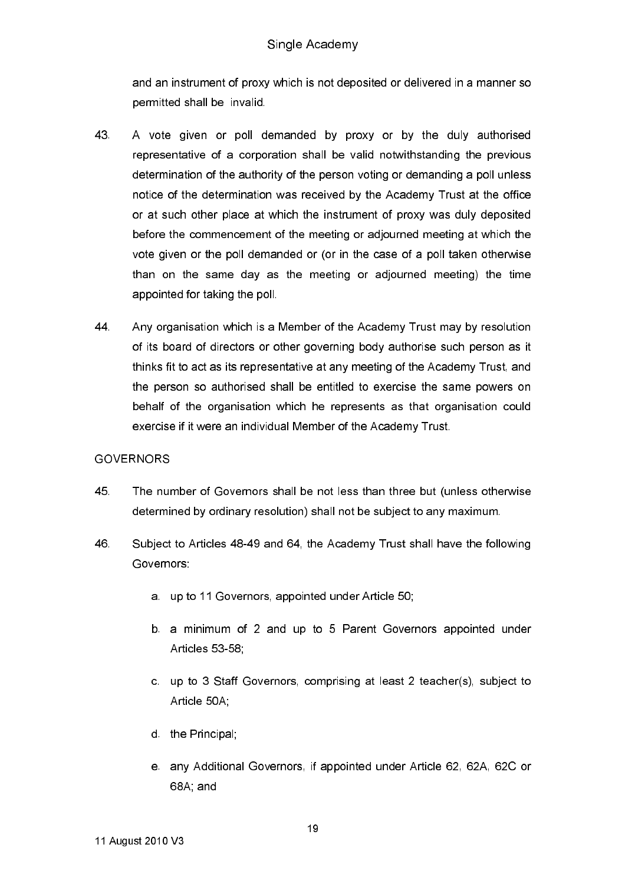and an instrument of proxy which is not deposited or delivered in a manner so permitted shall be invalid.

43. A vote given or poll demanded by proxy or by the duly authorised representative of a corporation shall be valid notwithstanding the previous determination of the authority of the person voting or demanding a poll unless notice of the determination was received by the Academy Trust at the office or at such other place at which the instrument of proxy was duly deposited before the commencement of the meeting or adjourned meeting at which the vote given or the poll demanded or (or in the case of a poll taken otherwise than on the same day as the meeting or adjourned meeting) the time appointed for taking the poll.

44. Any organisation which is a Member of the Academy Trust may by resolution of its board of directors or other governing body authorise such person as it thinks fit to act as its representative at any meeting of the Academy Trust, and the person so authorised shall be entitled to exercise the same powers on behalf of the organisation which he represents as that organisation could exercise if it were an individual Member of the Academy Trust.

GOVERNORS

45. The number of Governors shall be not less than three but (unless otherwise determined by ordinary resolution) shall not be subject to any maximum.

46. Subject to Articles 48-49 and 64, the Academy Trust shall have the following Governors:

   a. up to 11 Governors, appointed under Article 50;

   b. a minimum of 2 and up to 5 Parent Governors appointed under Articles 53-58;

   c. up to 3 Staff Governors, comprising at least 2 teacher(s), subject to Article 50A;

   d. the Principal;

   e. any Additional Governors, if appointed under Article 62, 62A, 62C or 68A; and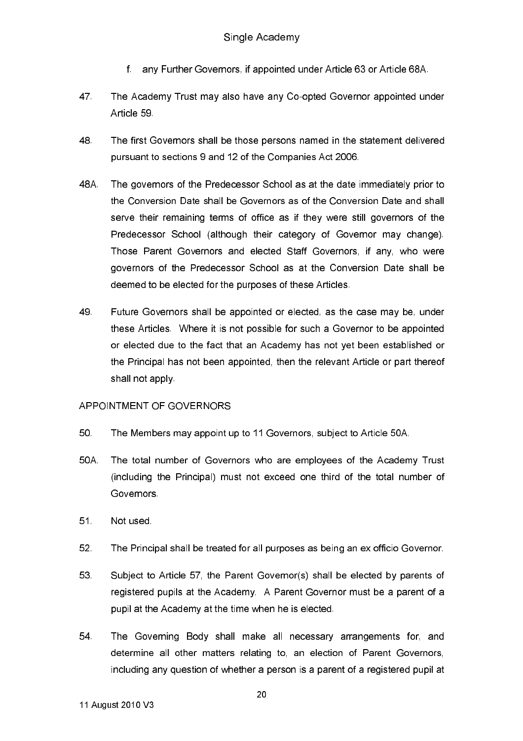f. any Further Governors, if appointed under Article 63 or Article 68A.

47. The Academy Trust may also have any Co-opted Governor appointed under Article 59.

48. The first Governors shall be those persons named in the statement delivered pursuant to sections 9 and 12 of the Companies Act 2006.

48A. The governors of the Predecessor School as at the date immediately prior to the Conversion Date shall be Governors as of the Conversion Date and shall serve their remaining terms of office as if they were still governors of the Predecessor School (although their category of Governor may change). Those Parent Governors and elected Staff Governors, if any, who were governors of the Predecessor School as at the Conversion Date shall be deemed to be elected for the purposes of these Articles.

49. Future Governors shall be appointed or elected, as the case may be, under these Articles. Where it is not possible for such a Governor to be appointed or elected due to the fact that an Academy has not yet been established or the Principal has not been appointed, then the relevant Article or part thereof shall not apply.

APPOINTMENT OF GOVERNORS

50. The Members may appoint up to 11 Governors, subject to Article 50A.

50A. The total number of Governors who are employees of the Academy Trust (including the Principal) must not exceed one third of the total number of Governors.

51. Not used.

52. The Principal shall be treated for all purposes as being an ex officio Governor.

53. Subject to Article 57, the Parent Governor(s) shall be elected by parents of registered pupils at the Academy. A Parent Governor must be a parent of a pupil at the Academy at the time when he is elected.

54. The Governing Body shall make all necessary arrangements for, and determine all other matters relating to, an election of Parent Governors, including any question of whether a person is a parent of a registered pupil at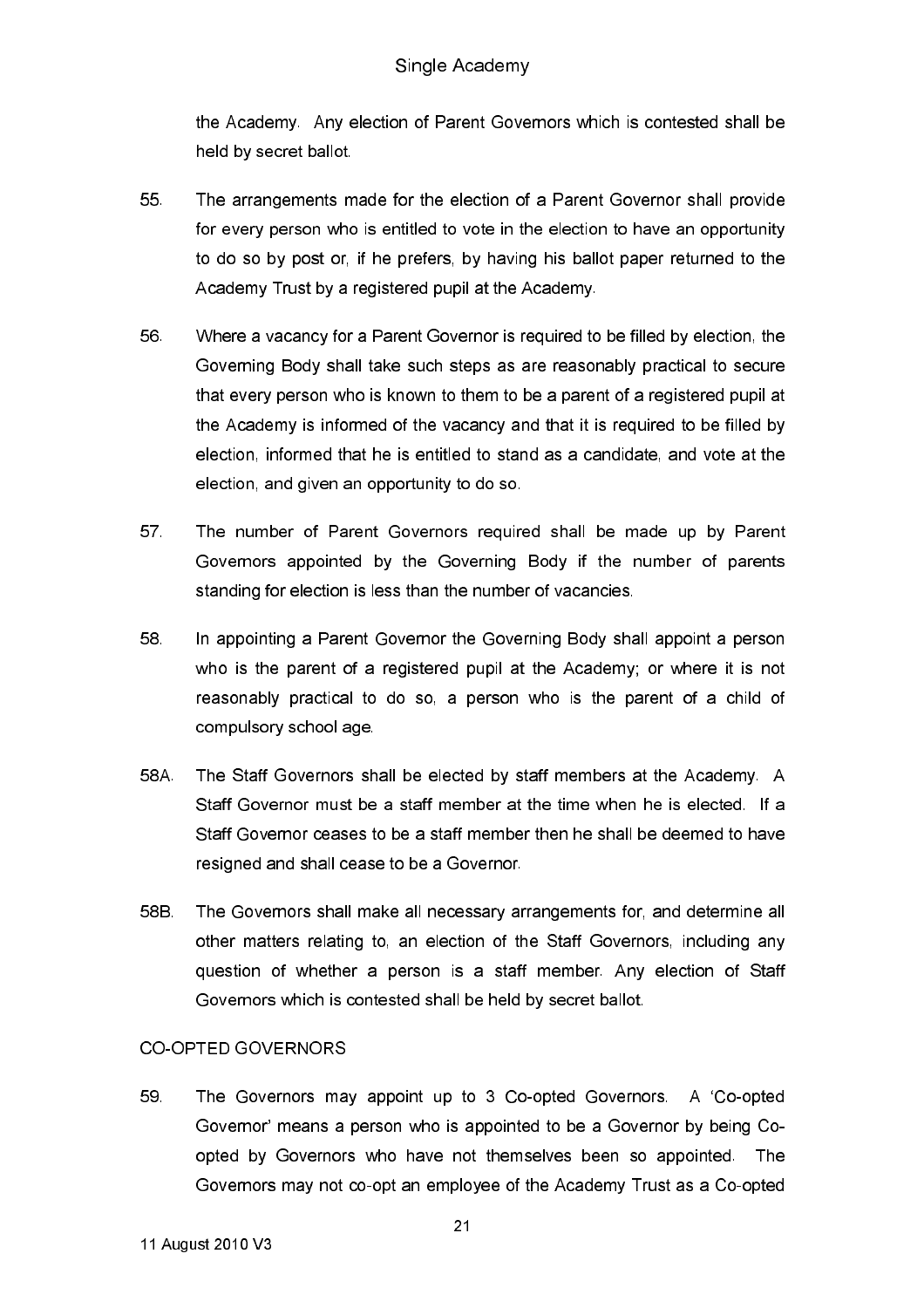the Academy. Any election of Parent Governors which is contested shall be held by secret ballot.

55. The arrangements made for the election of a Parent Governor shall provide for every person who is entitled to vote in the election to have an opportunity to do so by post or, if he prefers, by having his ballot paper returned to the Academy Trust by a registered pupil at the Academy.

56. Where a vacancy for a Parent Governor is required to be filled by election, the Governing Body shall take such steps as are reasonably practical to secure that every person who is known to them to be a parent of a registered pupil at the Academy is informed of the vacancy and that it is required to be filled by election, informed that he is entitled to stand as a candidate, and vote at the election, and given an opportunity to do so.

57. The number of Parent Governors required shall be made up by Parent Governors appointed by the Governing Body if the number of parents standing for election is less than the number of vacancies.

58. In appointing a Parent Governor the Governing Body shall appoint a person who is the parent of a registered pupil at the Academy; or where it is not reasonably practical to do so, a person who is the parent of a child of compulsory school age.

58A. The Staff Governors shall be elected by staff members at the Academy. A Staff Governor must be a staff member at the time when he is elected. If a Staff Governor ceases to be a staff member then he shall be deemed to have resigned and shall cease to be a Governor.

58B. The Governors shall make all necessary arrangements for, and determine all other matters relating to, an election of the Staff Governors, including any question of whether a person is a staff member. Any election of Staff Governors which is contested shall be held by secret ballot.

CO-OPTED GOVERNORS

59. The Governors may appoint up to 3 Co-opted Governors. A 'Co-opted Governor' means a person who is appointed to be a Governor by being Co-opted by Governors who have not themselves been so appointed. The Governors may not co-opt an employee of the Academy Trust as a Co-opted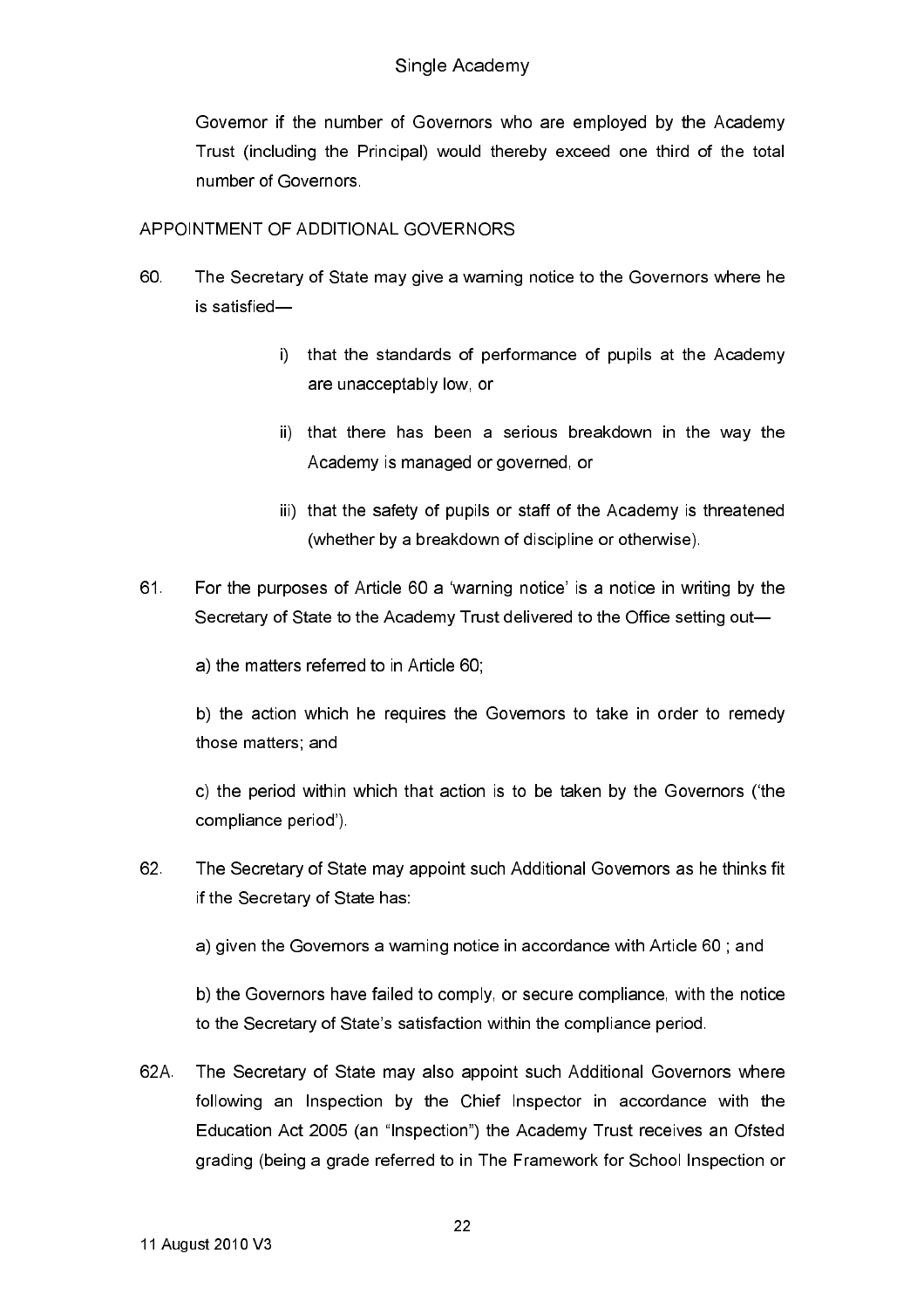Governor if the number of Governors who are employed by the Academy Trust (including the Principal) would thereby exceed one third of the total number of Governors.

APPOINTMENT OF ADDITIONAL GOVERNORS

60. The Secretary of State may give a warning notice to the Governors where he is satisfied—

   i) that the standards of performance of pupils at the Academy are unacceptably low, or

   ii) that there has been a serious breakdown in the way the Academy is managed or governed, or

   iii) that the safety of pupils or staff of the Academy is threatened (whether by a breakdown of discipline or otherwise).

61. For the purposes of Article 60 a 'warning notice' is a notice in writing by the Secretary of State to the Academy Trust delivered to the Office setting out—

   a) the matters referred to in Article 60;

   b) the action which he requires the Governors to take in order to remedy those matters; and

   c) the period within which that action is to be taken by the Governors ('the compliance period').

62. The Secretary of State may appoint such Additional Governors as he thinks fit if the Secretary of State has:

   a) given the Governors a warning notice in accordance with Article 60 ; and

   b) the Governors have failed to comply, or secure compliance, with the notice to the Secretary of State's satisfaction within the compliance period.

62A. The Secretary of State may also appoint such Additional Governors where following an Inspection by the Chief Inspector in accordance with the Education Act 2005 (an "Inspection") the Academy Trust receives an Ofsted grading (being a grade referred to in The Framework for School Inspection or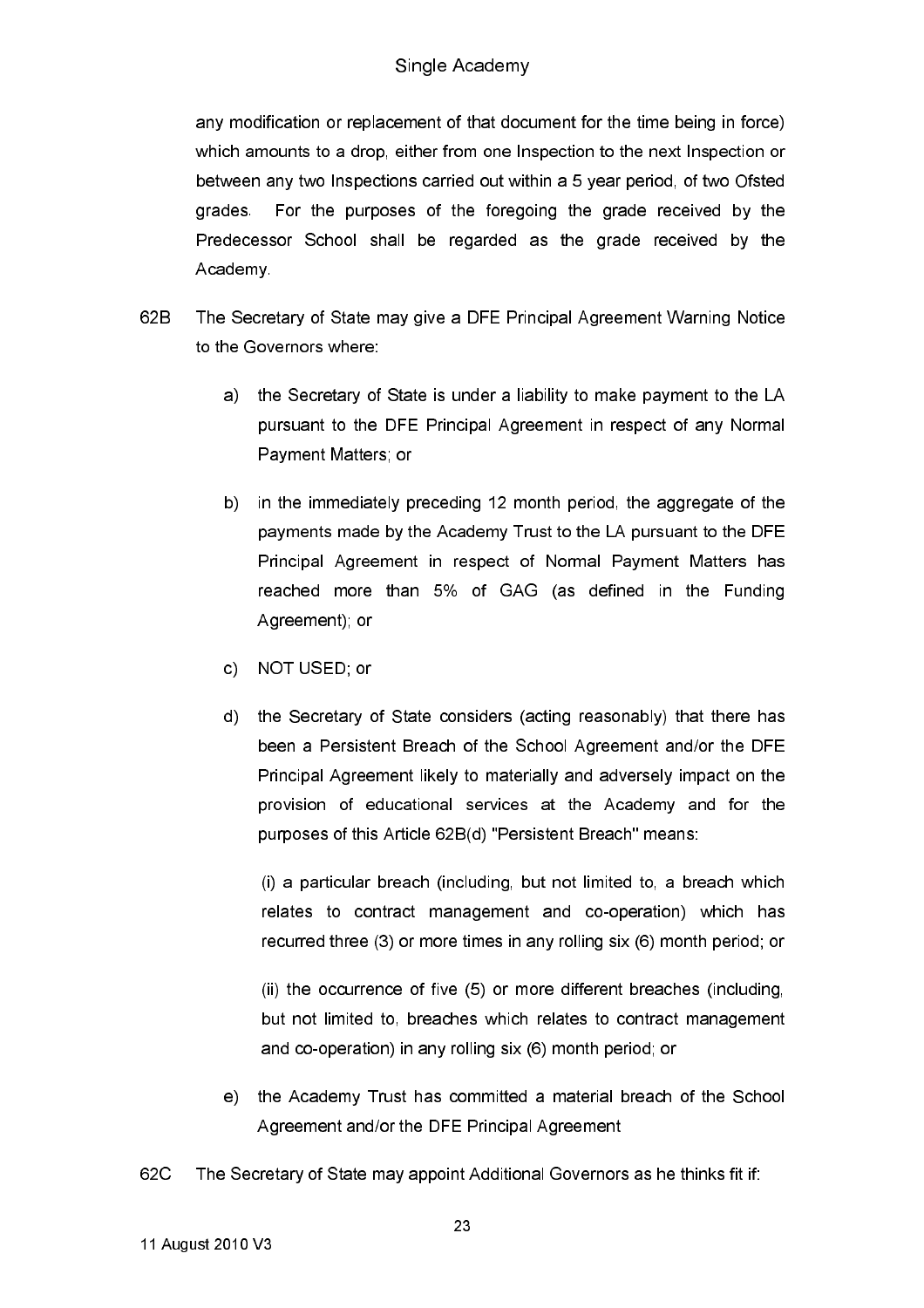any modification or replacement of that document for the time being in force) which amounts to a drop, either from one Inspection to the next Inspection or between any two Inspections carried out within a 5 year period, of two Ofsted grades. For the purposes of the foregoing the grade received by the Predecessor School shall be regarded as the grade received by the Academy.

62B The Secretary of State may give a DFE Principal Agreement Warning Notice to the Governors where:

a) the Secretary of State is under a liability to make payment to the LA pursuant to the DFE Principal Agreement in respect of any Normal Payment Matters; or

b) in the immediately preceding 12 month period, the aggregate of the payments made by the Academy Trust to the LA pursuant to the DFE Principal Agreement in respect of Normal Payment Matters has reached more than 5% of GAG (as defined in the Funding Agreement); or

c) NOT USED; or

d) the Secretary of State considers (acting reasonably) that there has been a Persistent Breach of the School Agreement and/or the DFE Principal Agreement likely to materially and adversely impact on the provision of educational services at the Academy and for the purposes of this Article 62B(d) "Persistent Breach" means:

   (i) a particular breach (including, but not limited to, a breach which relates to contract management and co-operation) which has recurred three (3) or more times in any rolling six (6) month period; or

   (ii) the occurrence of five (5) or more different breaches (including, but not limited to, breaches which relates to contract management and co-operation) in any rolling six (6) month period; or

e) the Academy Trust has committed a material breach of the School Agreement and/or the DFE Principal Agreement

62C The Secretary of State may appoint Additional Governors as he thinks fit if: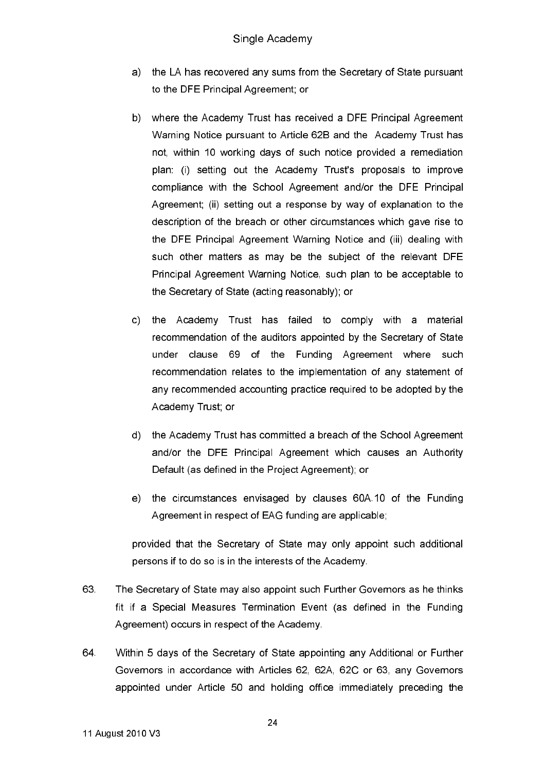a) the LA has recovered any sums from the Secretary of State pursuant to the DFE Principal Agreement; or

b) where the Academy Trust has received a DFE Principal Agreement Warning Notice pursuant to Article 62B and the Academy Trust has not, within 10 working days of such notice provided a remediation plan: (i) setting out the Academy Trust's proposals to improve compliance with the School Agreement and/or the DFE Principal Agreement; (ii) setting out a response by way of explanation to the description of the breach or other circumstances which gave rise to the DFE Principal Agreement Warning Notice and (iii) dealing with such other matters as may be the subject of the relevant DFE Principal Agreement Warning Notice, such plan to be acceptable to the Secretary of State (acting reasonably); or

c) the Academy Trust has failed to comply with a material recommendation of the auditors appointed by the Secretary of State under clause 69 of the Funding Agreement where such recommendation relates to the implementation of any statement of any recommended accounting practice required to be adopted by the Academy Trust; or

d) the Academy Trust has committed a breach of the School Agreement and/or the DFE Principal Agreement which causes an Authority Default (as defined in the Project Agreement); or

e) the circumstances envisaged by clauses 60A.10 of the Funding Agreement in respect of EAG funding are applicable;

provided that the Secretary of State may only appoint such additional persons if to do so is in the interests of the Academy.

63. The Secretary of State may also appoint such Further Governors as he thinks fit if a Special Measures Termination Event (as defined in the Funding Agreement) occurs in respect of the Academy.

64. Within 5 days of the Secretary of State appointing any Additional or Further Governors in accordance with Articles 62, 62A, 62C or 63, any Governors appointed under Article 50 and holding office immediately preceding the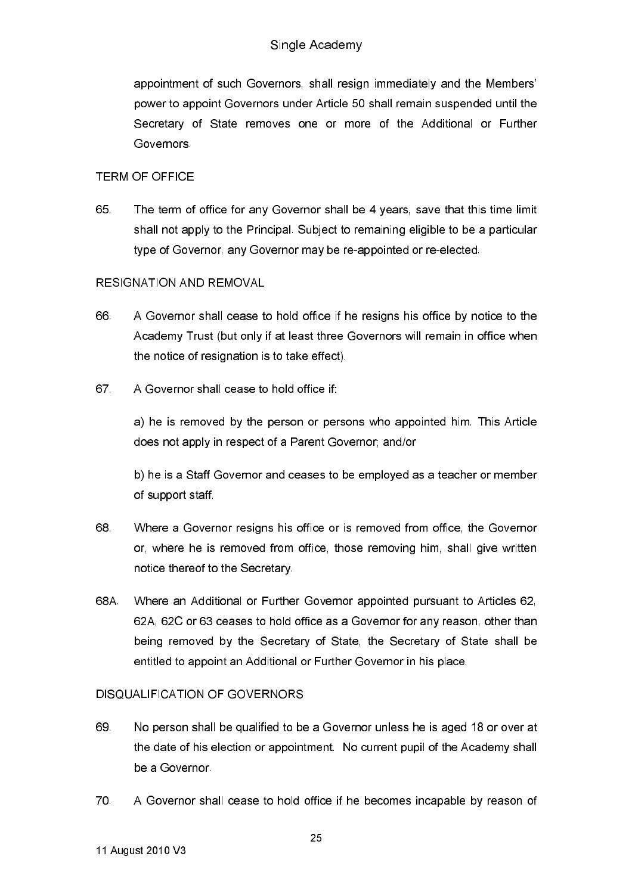appointment of such Governors, shall resign immediately and the Members' power to appoint Governors under Article 50 shall remain suspended until the Secretary of State removes one or more of the Additional or Further Governors.

TERM OF OFFICE

65. The term of office for any Governor shall be 4 years, save that this time limit shall not apply to the Principal. Subject to remaining eligible to be a particular type of Governor, any Governor may be re-appointed or re-elected.

RESIGNATION AND REMOVAL

66. A Governor shall cease to hold office if he resigns his office by notice to the Academy Trust (but only if at least three Governors will remain in office when the notice of resignation is to take effect).

67. A Governor shall cease to hold office if:

a) he is removed by the person or persons who appointed him. This Article does not apply in respect of a Parent Governor; and/or

b) he is a Staff Governor and ceases to be employed as a teacher or member of support staff.

68. Where a Governor resigns his office or is removed from office, the Governor or, where he is removed from office, those removing him, shall give written notice thereof to the Secretary.

68A. Where an Additional or Further Governor appointed pursuant to Articles 62, 62A, 62C or 63 ceases to hold office as a Governor for any reason, other than being removed by the Secretary of State, the Secretary of State shall be entitled to appoint an Additional or Further Governor in his place.

DISQUALIFICATION OF GOVERNORS

69. No person shall be qualified to be a Governor unless he is aged 18 or over at the date of his election or appointment. No current pupil of the Academy shall be a Governor.

70. A Governor shall cease to hold office if he becomes incapable by reason of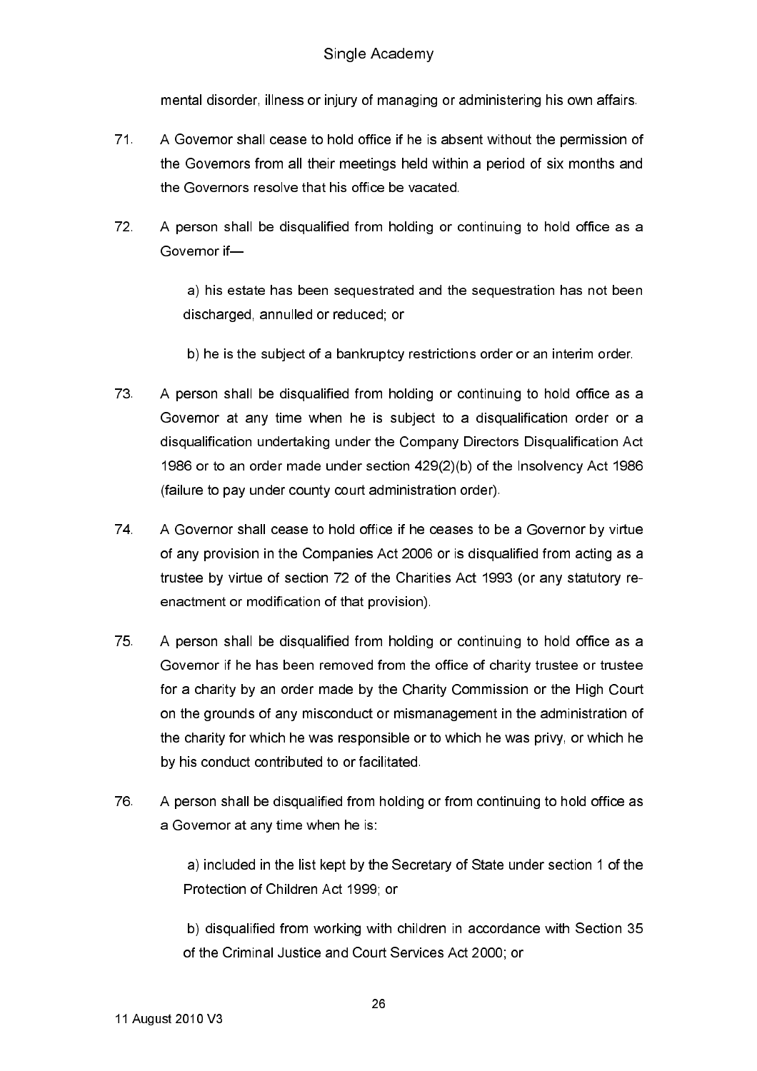mental disorder, illness or injury of managing or administering his own affairs.

71. A Governor shall cease to hold office if he is absent without the permission of the Governors from all their meetings held within a period of six months and the Governors resolve that his office be vacated.

72. A person shall be disqualified from holding or continuing to hold office as a Governor if—

   a) his estate has been sequestrated and the sequestration has not been discharged, annulled or reduced; or

   b) he is the subject of a bankruptcy restrictions order or an interim order.

73. A person shall be disqualified from holding or continuing to hold office as a Governor at any time when he is subject to a disqualification order or a disqualification undertaking under the Company Directors Disqualification Act 1986 or to an order made under section 429(2)(b) of the Insolvency Act 1986 (failure to pay under county court administration order).

74. A Governor shall cease to hold office if he ceases to be a Governor by virtue of any provision in the Companies Act 2006 or is disqualified from acting as a trustee by virtue of section 72 of the Charities Act 1993 (or any statutory re-enactment or modification of that provision).

75. A person shall be disqualified from holding or continuing to hold office as a Governor if he has been removed from the office of charity trustee or trustee for a charity by an order made by the Charity Commission or the High Court on the grounds of any misconduct or mismanagement in the administration of the charity for which he was responsible or to which he was privy, or which he by his conduct contributed to or facilitated.

76. A person shall be disqualified from holding or from continuing to hold office as a Governor at any time when he is:

   a) included in the list kept by the Secretary of State under section 1 of the Protection of Children Act 1999; or

   b) disqualified from working with children in accordance with Section 35 of the Criminal Justice and Court Services Act 2000; or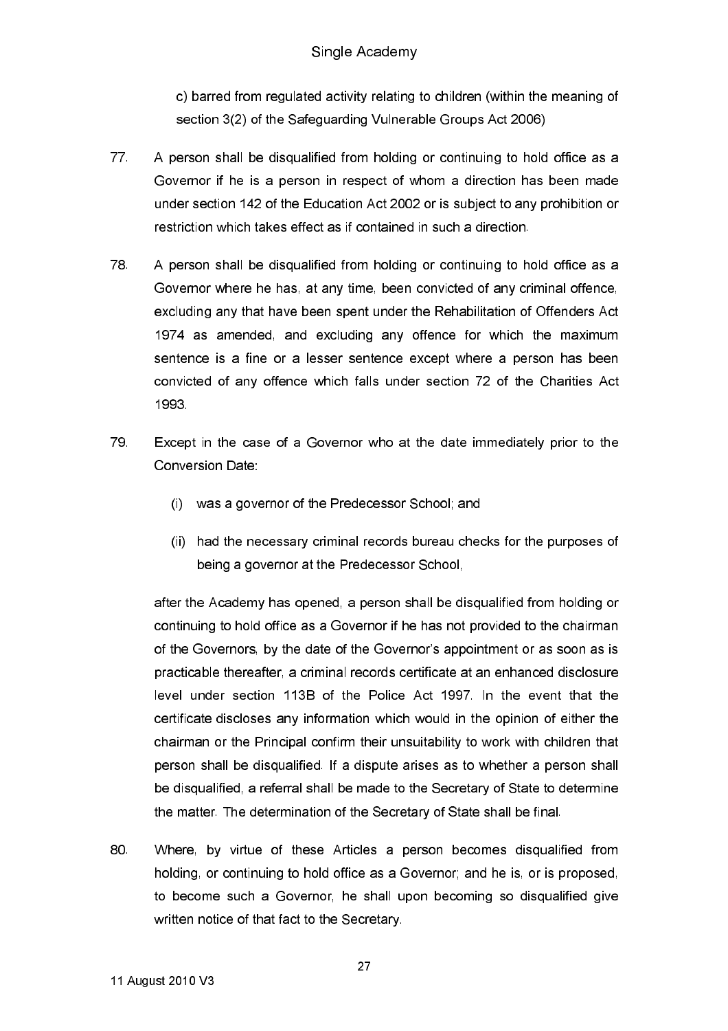c) barred from regulated activity relating to children (within the meaning of section 3(2) of the Safeguarding Vulnerable Groups Act 2006)

77. A person shall be disqualified from holding or continuing to hold office as a Governor if he is a person in respect of whom a direction has been made under section 142 of the Education Act 2002 or is subject to any prohibition or restriction which takes effect as if contained in such a direction.

78. A person shall be disqualified from holding or continuing to hold office as a Governor where he has, at any time, been convicted of any criminal offence, excluding any that have been spent under the Rehabilitation of Offenders Act 1974 as amended, and excluding any offence for which the maximum sentence is a fine or a lesser sentence except where a person has been convicted of any offence which falls under section 72 of the Charities Act 1993.

79. Except in the case of a Governor who at the date immediately prior to the Conversion Date:

    (i) was a governor of the Predecessor School; and

    (ii) had the necessary criminal records bureau checks for the purposes of being a governor at the Predecessor School,

    after the Academy has opened, a person shall be disqualified from holding or continuing to hold office as a Governor if he has not provided to the chairman of the Governors, by the date of the Governor's appointment or as soon as is practicable thereafter, a criminal records certificate at an enhanced disclosure level under section 113B of the Police Act 1997. In the event that the certificate discloses any information which would in the opinion of either the chairman or the Principal confirm their unsuitability to work with children that person shall be disqualified. If a dispute arises as to whether a person shall be disqualified, a referral shall be made to the Secretary of State to determine the matter. The determination of the Secretary of State shall be final.

80. Where, by virtue of these Articles a person becomes disqualified from holding, or continuing to hold office as a Governor; and he is, or is proposed, to become such a Governor, he shall upon becoming so disqualified give written notice of that fact to the Secretary.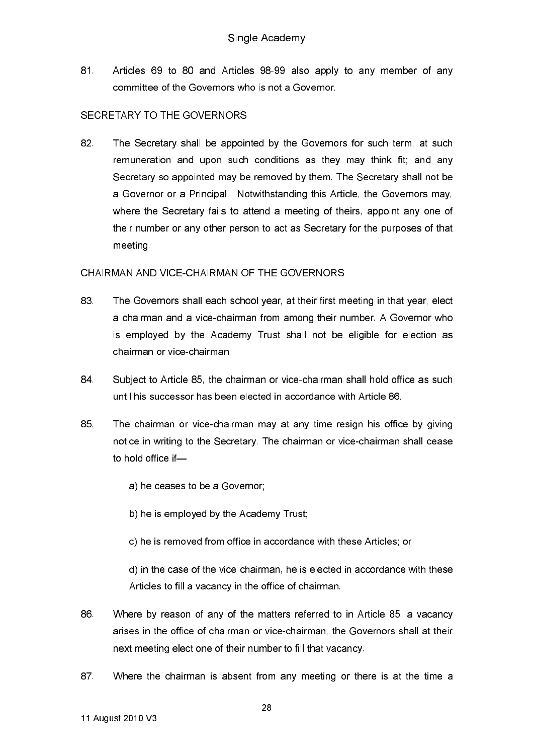81. Articles 69 to 80 and Articles 98-99 also apply to any member of any committee of the Governors who is not a Governor.

SECRETARY TO THE GOVERNORS

82. The Secretary shall be appointed by the Governors for such term, at such remuneration and upon such conditions as they may think fit; and any Secretary so appointed may be removed by them. The Secretary shall not be a Governor or a Principal. Notwithstanding this Article, the Governors may, where the Secretary fails to attend a meeting of theirs, appoint any one of their number or any other person to act as Secretary for the purposes of that meeting.

CHAIRMAN AND VICE-CHAIRMAN OF THE GOVERNORS

83. The Governors shall each school year, at their first meeting in that year, elect a chairman and a vice-chairman from among their number. A Governor who is employed by the Academy Trust shall not be eligible for election as chairman or vice-chairman.

84. Subject to Article 85, the chairman or vice-chairman shall hold office as such until his successor has been elected in accordance with Article 86.

85. The chairman or vice-chairman may at any time resign his office by giving notice in writing to the Secretary. The chairman or vice-chairman shall cease to hold office if—

    a) he ceases to be a Governor;

    b) he is employed by the Academy Trust;

    c) he is removed from office in accordance with these Articles; or

    d) in the case of the vice-chairman, he is elected in accordance with these Articles to fill a vacancy in the office of chairman.

86. Where by reason of any of the matters referred to in Article 85, a vacancy arises in the office of chairman or vice-chairman, the Governors shall at their next meeting elect one of their number to fill that vacancy.

87. Where the chairman is absent from any meeting or there is at the time a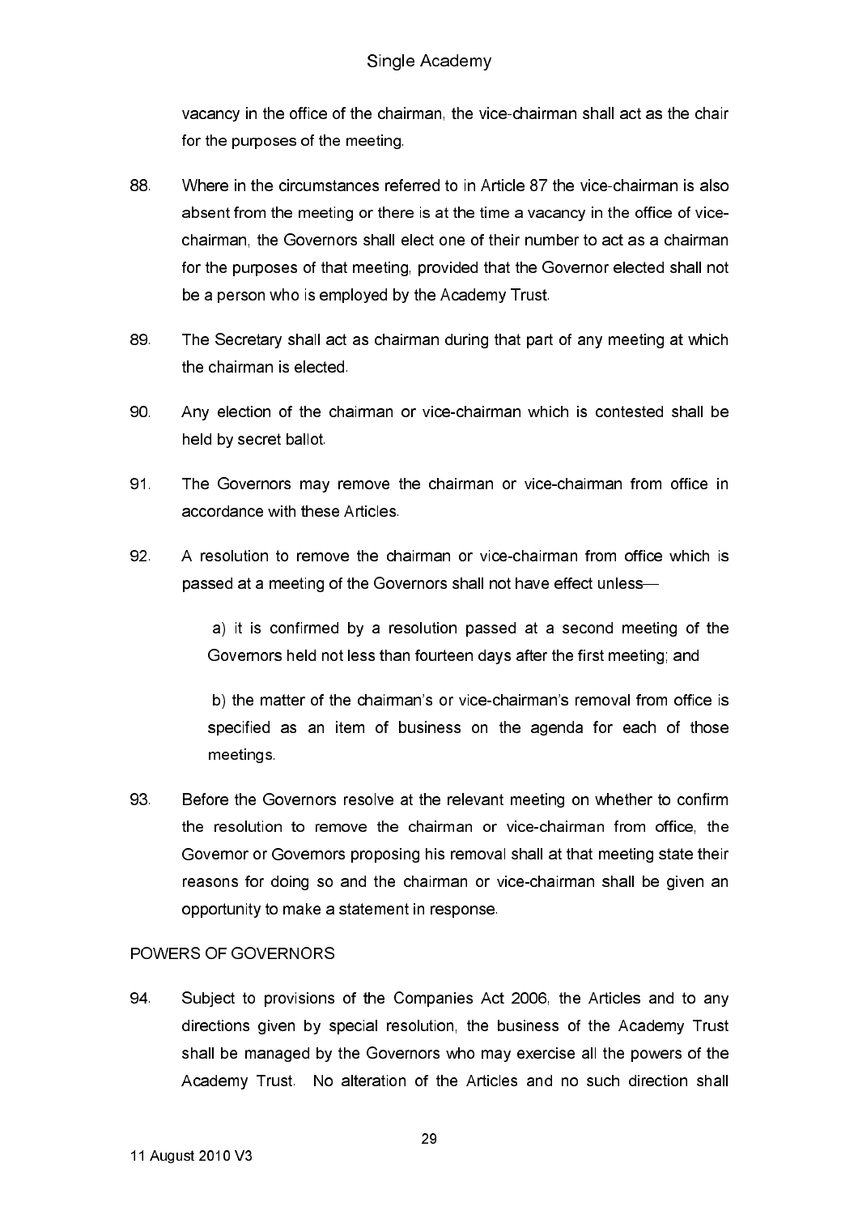vacancy in the office of the chairman, the vice-chairman shall act as the chair for the purposes of the meeting.

88. Where in the circumstances referred to in Article 87 the vice-chairman is also absent from the meeting or there is at the time a vacancy in the office of vice-chairman, the Governors shall elect one of their number to act as a chairman for the purposes of that meeting, provided that the Governor elected shall not be a person who is employed by the Academy Trust.

89. The Secretary shall act as chairman during that part of any meeting at which the chairman is elected.

90. Any election of the chairman or vice-chairman which is contested shall be held by secret ballot.

91. The Governors may remove the chairman or vice-chairman from office in accordance with these Articles.

92. A resolution to remove the chairman or vice-chairman from office which is passed at a meeting of the Governors shall not have effect unless—

    a) it is confirmed by a resolution passed at a second meeting of the Governors held not less than fourteen days after the first meeting; and

    b) the matter of the chairman's or vice-chairman's removal from office is specified as an item of business on the agenda for each of those meetings.

93. Before the Governors resolve at the relevant meeting on whether to confirm the resolution to remove the chairman or vice-chairman from office, the Governor or Governors proposing his removal shall at that meeting state their reasons for doing so and the chairman or vice-chairman shall be given an opportunity to make a statement in response.

POWERS OF GOVERNORS

94. Subject to provisions of the Companies Act 2006, the Articles and to any directions given by special resolution, the business of the Academy Trust shall be managed by the Governors who may exercise all the powers of the Academy Trust. No alteration of the Articles and no such direction shall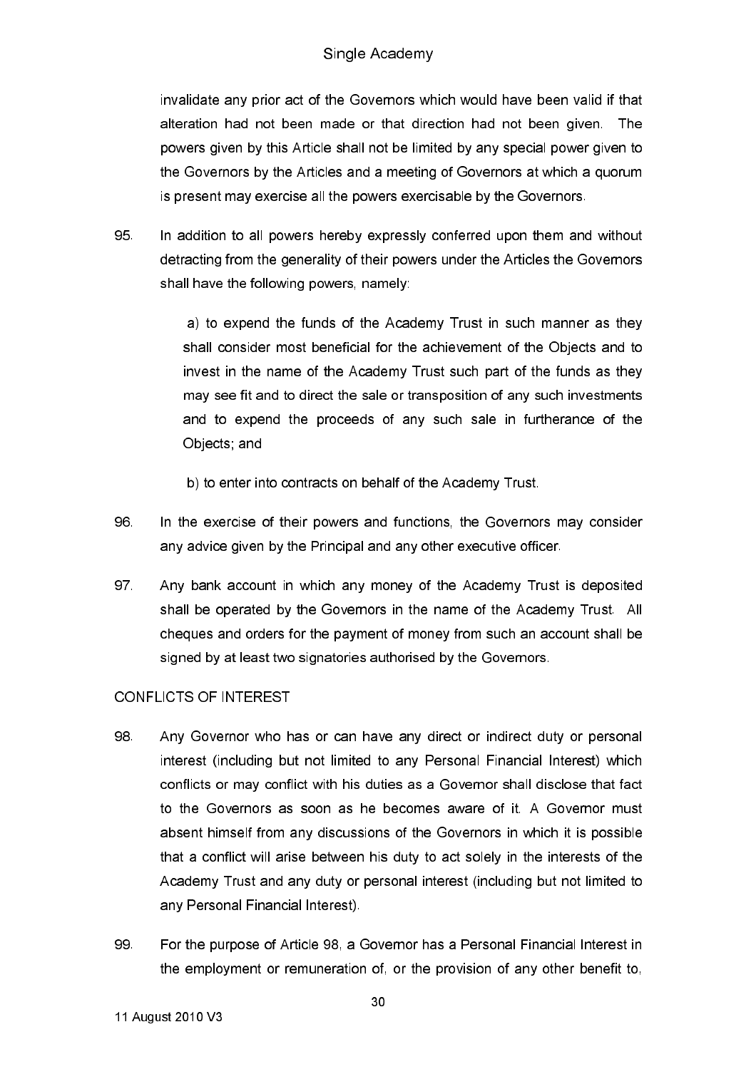invalidate any prior act of the Governors which would have been valid if that alteration had not been made or that direction had not been given. The powers given by this Article shall not be limited by any special power given to the Governors by the Articles and a meeting of Governors at which a quorum is present may exercise all the powers exercisable by the Governors.

95. In addition to all powers hereby expressly conferred upon them and without detracting from the generality of their powers under the Articles the Governors shall have the following powers, namely:

    a) to expend the funds of the Academy Trust in such manner as they shall consider most beneficial for the achievement of the Objects and to invest in the name of the Academy Trust such part of the funds as they may see fit and to direct the sale or transposition of any such investments and to expend the proceeds of any such sale in furtherance of the Objects; and

    b) to enter into contracts on behalf of the Academy Trust.

96. In the exercise of their powers and functions, the Governors may consider any advice given by the Principal and any other executive officer.

97. Any bank account in which any money of the Academy Trust is deposited shall be operated by the Governors in the name of the Academy Trust. All cheques and orders for the payment of money from such an account shall be signed by at least two signatories authorised by the Governors.

CONFLICTS OF INTEREST

98. Any Governor who has or can have any direct or indirect duty or personal interest (including but not limited to any Personal Financial Interest) which conflicts or may conflict with his duties as a Governor shall disclose that fact to the Governors as soon as he becomes aware of it. A Governor must absent himself from any discussions of the Governors in which it is possible that a conflict will arise between his duty to act solely in the interests of the Academy Trust and any duty or personal interest (including but not limited to any Personal Financial Interest).

99. For the purpose of Article 98, a Governor has a Personal Financial Interest in the employment or remuneration of, or the provision of any other benefit to,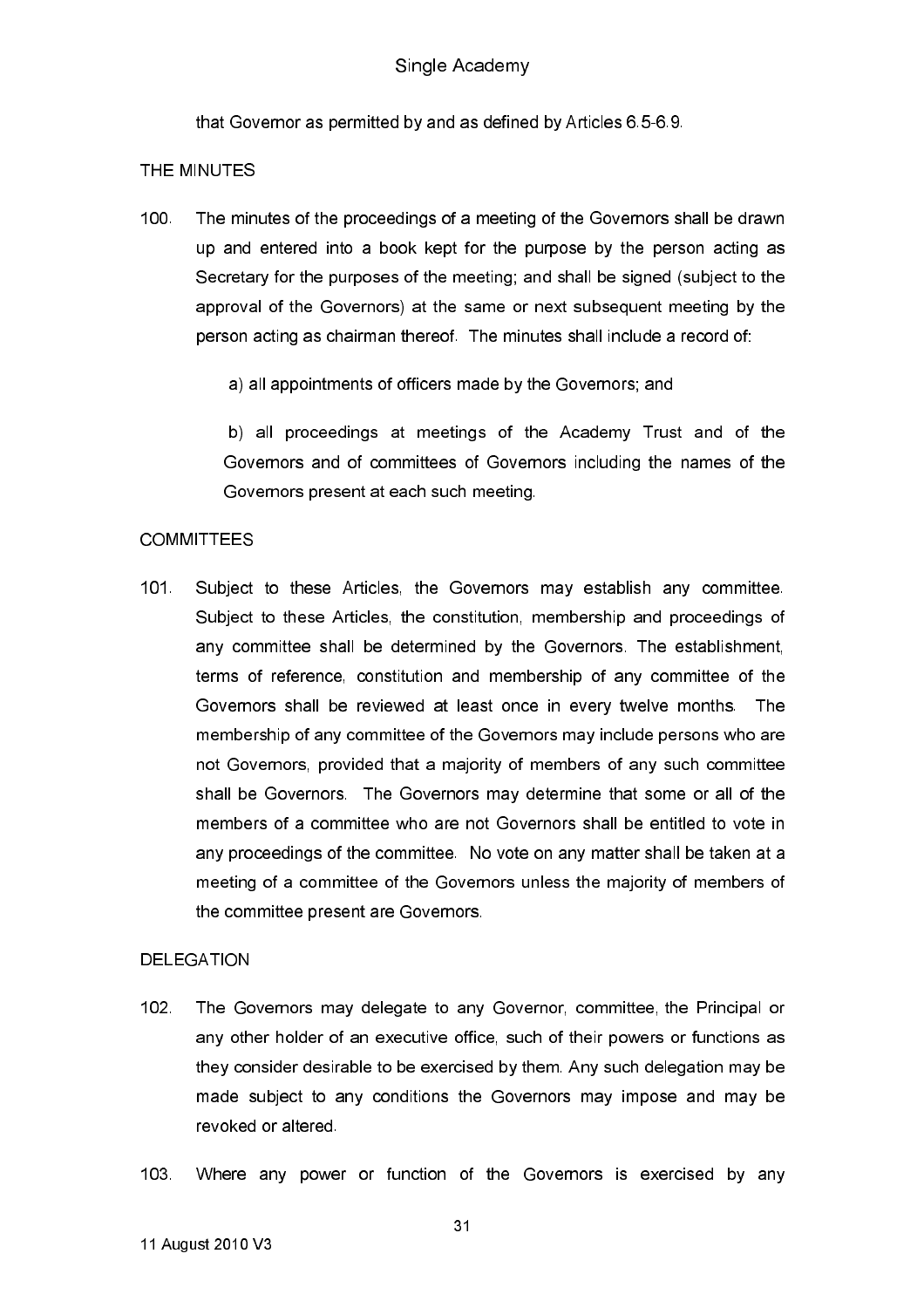that Governor as permitted by and as defined by Articles 6.5-6.9.

THE MINUTES

100. The minutes of the proceedings of a meeting of the Governors shall be drawn up and entered into a book kept for the purpose by the person acting as Secretary for the purposes of the meeting; and shall be signed (subject to the approval of the Governors) at the same or next subsequent meeting by the person acting as chairman thereof. The minutes shall include a record of:

   a) all appointments of officers made by the Governors; and

   b) all proceedings at meetings of the Academy Trust and of the Governors and of committees of Governors including the names of the Governors present at each such meeting.

COMMITTEES

101. Subject to these Articles, the Governors may establish any committee. Subject to these Articles, the constitution, membership and proceedings of any committee shall be determined by the Governors. The establishment, terms of reference, constitution and membership of any committee of the Governors shall be reviewed at least once in every twelve months. The membership of any committee of the Governors may include persons who are not Governors, provided that a majority of members of any such committee shall be Governors. The Governors may determine that some or all of the members of a committee who are not Governors shall be entitled to vote in any proceedings of the committee. No vote on any matter shall be taken at a meeting of a committee of the Governors unless the majority of members of the committee present are Governors.

DELEGATION

102. The Governors may delegate to any Governor, committee, the Principal or any other holder of an executive office, such of their powers or functions as they consider desirable to be exercised by them. Any such delegation may be made subject to any conditions the Governors may impose and may be revoked or altered.

103. Where any power or function of the Governors is exercised by any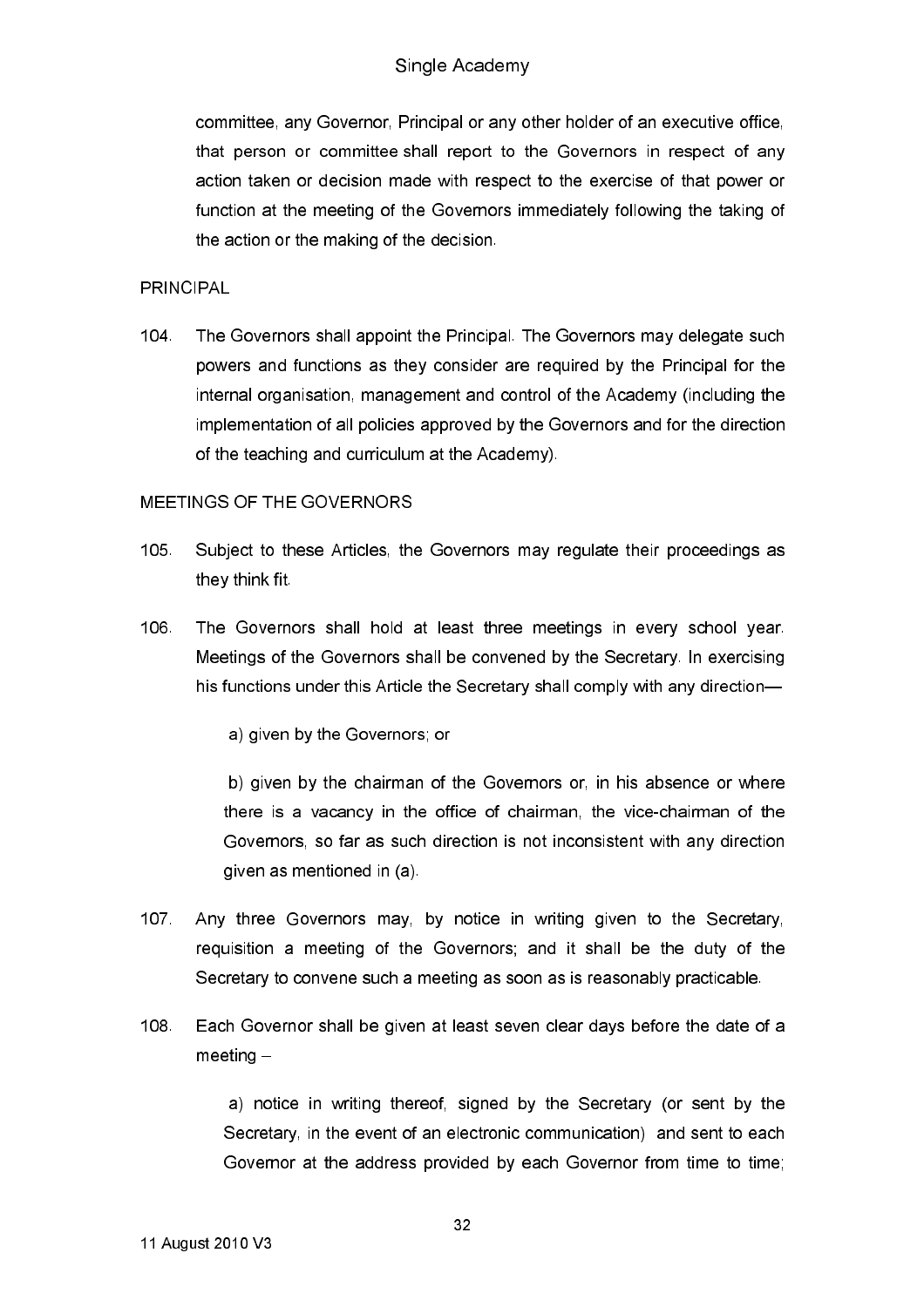committee, any Governor, Principal or any other holder of an executive office, that person or committee shall report to the Governors in respect of any action taken or decision made with respect to the exercise of that power or function at the meeting of the Governors immediately following the taking of the action or the making of the decision.

PRINCIPAL

104. The Governors shall appoint the Principal. The Governors may delegate such powers and functions as they consider are required by the Principal for the internal organisation, management and control of the Academy (including the implementation of all policies approved by the Governors and for the direction of the teaching and curriculum at the Academy).

MEETINGS OF THE GOVERNORS

105. Subject to these Articles, the Governors may regulate their proceedings as they think fit.

106. The Governors shall hold at least three meetings in every school year. Meetings of the Governors shall be convened by the Secretary. In exercising his functions under this Article the Secretary shall comply with any direction—

   a) given by the Governors; or

   b) given by the chairman of the Governors or, in his absence or where there is a vacancy in the office of chairman, the vice-chairman of the Governors, so far as such direction is not inconsistent with any direction given as mentioned in (a).

107. Any three Governors may, by notice in writing given to the Secretary, requisition a meeting of the Governors; and it shall be the duty of the Secretary to convene such a meeting as soon as is reasonably practicable.

108. Each Governor shall be given at least seven clear days before the date of a meeting –

   a) notice in writing thereof, signed by the Secretary (or sent by the Secretary, in the event of an electronic communication) and sent to each Governor at the address provided by each Governor from time to time;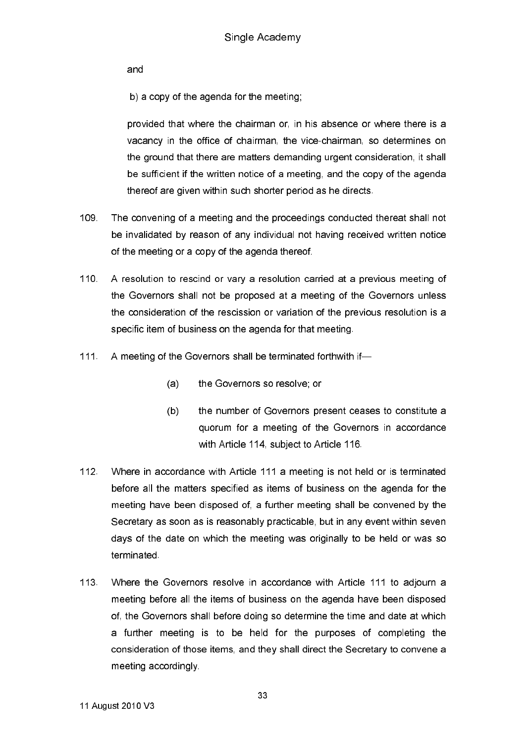and

b) a copy of the agenda for the meeting;

provided that where the chairman or, in his absence or where there is a vacancy in the office of chairman, the vice-chairman, so determines on the ground that there are matters demanding urgent consideration, it shall be sufficient if the written notice of a meeting, and the copy of the agenda thereof are given within such shorter period as he directs.

109. The convening of a meeting and the proceedings conducted thereat shall not be invalidated by reason of any individual not having received written notice of the meeting or a copy of the agenda thereof.

110. A resolution to rescind or vary a resolution carried at a previous meeting of the Governors shall not be proposed at a meeting of the Governors unless the consideration of the rescission or variation of the previous resolution is a specific item of business on the agenda for that meeting.

111. A meeting of the Governors shall be terminated forthwith if—

  (a) the Governors so resolve; or

  (b) the number of Governors present ceases to constitute a quorum for a meeting of the Governors in accordance with Article 114, subject to Article 116.

112. Where in accordance with Article 111 a meeting is not held or is terminated before all the matters specified as items of business on the agenda for the meeting have been disposed of, a further meeting shall be convened by the Secretary as soon as is reasonably practicable, but in any event within seven days of the date on which the meeting was originally to be held or was so terminated.

113. Where the Governors resolve in accordance with Article 111 to adjourn a meeting before all the items of business on the agenda have been disposed of, the Governors shall before doing so determine the time and date at which a further meeting is to be held for the purposes of completing the consideration of those items, and they shall direct the Secretary to convene a meeting accordingly.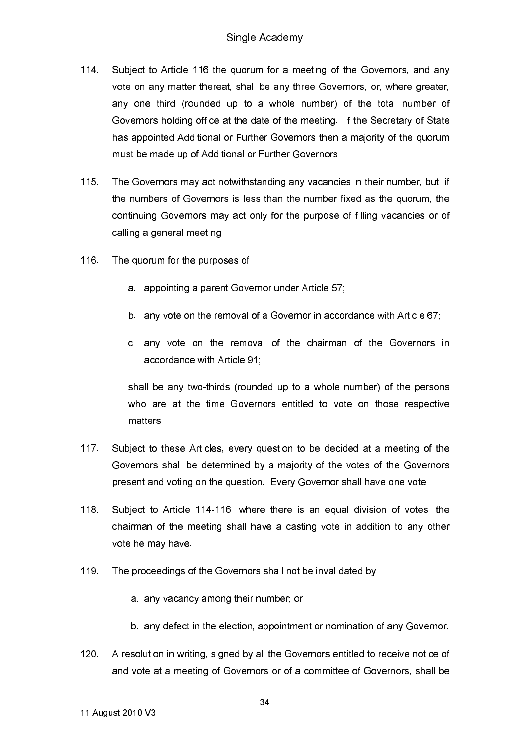114. Subject to Article 116 the quorum for a meeting of the Governors, and any vote on any matter thereat, shall be any three Governors, or, where greater, any one third (rounded up to a whole number) of the total number of Governors holding office at the date of the meeting. If the Secretary of State has appointed Additional or Further Governors then a majority of the quorum must be made up of Additional or Further Governors.

115. The Governors may act notwithstanding any vacancies in their number, but, if the numbers of Governors is less than the number fixed as the quorum, the continuing Governors may act only for the purpose of filling vacancies or of calling a general meeting.

116. The quorum for the purposes of—

   a. appointing a parent Governor under Article 57;

   b. any vote on the removal of a Governor in accordance with Article 67;

   c. any vote on the removal of the chairman of the Governors in accordance with Article 91;

   shall be any two-thirds (rounded up to a whole number) of the persons who are at the time Governors entitled to vote on those respective matters.

117. Subject to these Articles, every question to be decided at a meeting of the Governors shall be determined by a majority of the votes of the Governors present and voting on the question. Every Governor shall have one vote.

118. Subject to Article 114-116, where there is an equal division of votes, the chairman of the meeting shall have a casting vote in addition to any other vote he may have.

119. The proceedings of the Governors shall not be invalidated by

   a. any vacancy among their number; or

   b. any defect in the election, appointment or nomination of any Governor.

120. A resolution in writing, signed by all the Governors entitled to receive notice of and vote at a meeting of Governors or of a committee of Governors, shall be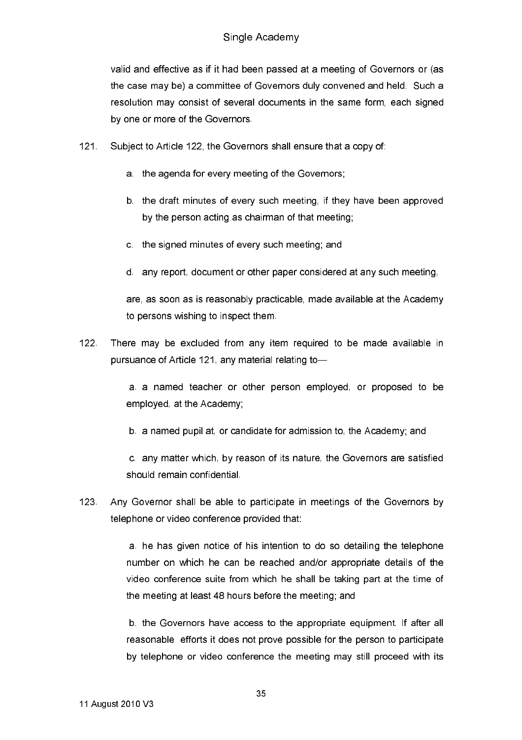valid and effective as if it had been passed at a meeting of Governors or (as the case may be) a committee of Governors duly convened and held. Such a resolution may consist of several documents in the same form, each signed by one or more of the Governors.

121. Subject to Article 122, the Governors shall ensure that a copy of:

   a. the agenda for every meeting of the Governors;

   b. the draft minutes of every such meeting, if they have been approved by the person acting as chairman of that meeting;

   c. the signed minutes of every such meeting; and

   d. any report, document or other paper considered at any such meeting,

   are, as soon as is reasonably practicable, made available at the Academy to persons wishing to inspect them.

122. There may be excluded from any item required to be made available in pursuance of Article 121, any material relating to—

   a. a named teacher or other person employed, or proposed to be employed, at the Academy;

   b. a named pupil at, or candidate for admission to, the Academy; and

   c. any matter which, by reason of its nature, the Governors are satisfied should remain confidential.

123. Any Governor shall be able to participate in meetings of the Governors by telephone or video conference provided that:

   a. he has given notice of his intention to do so detailing the telephone number on which he can be reached and/or appropriate details of the video conference suite from which he shall be taking part at the time of the meeting at least 48 hours before the meeting; and

   b. the Governors have access to the appropriate equipment. If after all reasonable efforts it does not prove possible for the person to participate by telephone or video conference the meeting may still proceed with its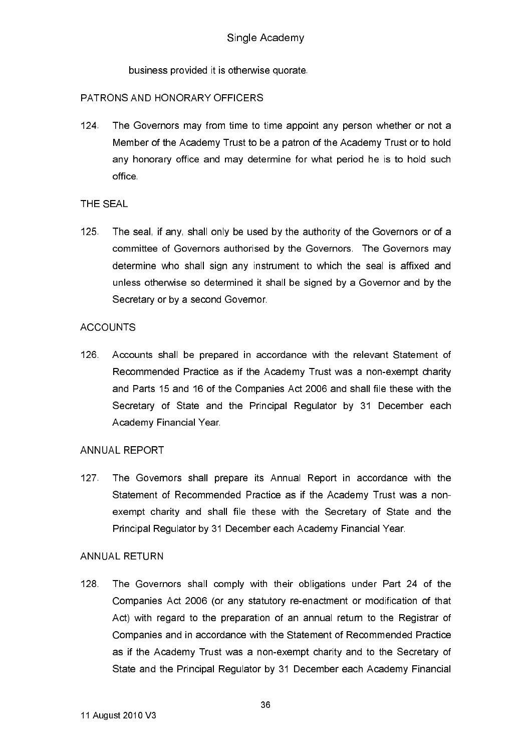business provided it is otherwise quorate.

PATRONS AND HONORARY OFFICERS

124. The Governors may from time to time appoint any person whether or not a Member of the Academy Trust to be a patron of the Academy Trust or to hold any honorary office and may determine for what period he is to hold such office.

THE SEAL

125. The seal, if any, shall only be used by the authority of the Governors or of a committee of Governors authorised by the Governors. The Governors may determine who shall sign any instrument to which the seal is affixed and unless otherwise so determined it shall be signed by a Governor and by the Secretary or by a second Governor.

ACCOUNTS

126. Accounts shall be prepared in accordance with the relevant Statement of Recommended Practice as if the Academy Trust was a non-exempt charity and Parts 15 and 16 of the Companies Act 2006 and shall file these with the Secretary of State and the Principal Regulator by 31 December each Academy Financial Year.

ANNUAL REPORT

127. The Governors shall prepare its Annual Report in accordance with the Statement of Recommended Practice as if the Academy Trust was a non-exempt charity and shall file these with the Secretary of State and the Principal Regulator by 31 December each Academy Financial Year.

ANNUAL RETURN

128. The Governors shall comply with their obligations under Part 24 of the Companies Act 2006 (or any statutory re-enactment or modification of that Act) with regard to the preparation of an annual return to the Registrar of Companies and in accordance with the Statement of Recommended Practice as if the Academy Trust was a non-exempt charity and to the Secretary of State and the Principal Regulator by 31 December each Academy Financial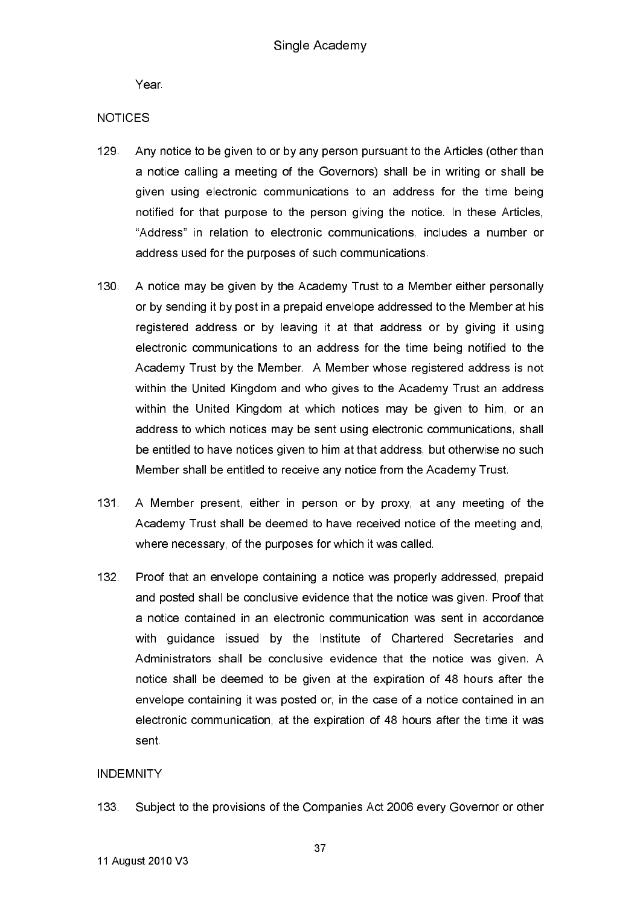Year.

NOTICES

129. Any notice to be given to or by any person pursuant to the Articles (other than a notice calling a meeting of the Governors) shall be in writing or shall be given using electronic communications to an address for the time being notified for that purpose to the person giving the notice. In these Articles, "Address" in relation to electronic communications, includes a number or address used for the purposes of such communications.

130. A notice may be given by the Academy Trust to a Member either personally or by sending it by post in a prepaid envelope addressed to the Member at his registered address or by leaving it at that address or by giving it using electronic communications to an address for the time being notified to the Academy Trust by the Member. A Member whose registered address is not within the United Kingdom and who gives to the Academy Trust an address within the United Kingdom at which notices may be given to him, or an address to which notices may be sent using electronic communications, shall be entitled to have notices given to him at that address, but otherwise no such Member shall be entitled to receive any notice from the Academy Trust.

131. A Member present, either in person or by proxy, at any meeting of the Academy Trust shall be deemed to have received notice of the meeting and, where necessary, of the purposes for which it was called.

132. Proof that an envelope containing a notice was properly addressed, prepaid and posted shall be conclusive evidence that the notice was given. Proof that a notice contained in an electronic communication was sent in accordance with guidance issued by the Institute of Chartered Secretaries and Administrators shall be conclusive evidence that the notice was given. A notice shall be deemed to be given at the expiration of 48 hours after the envelope containing it was posted or, in the case of a notice contained in an electronic communication, at the expiration of 48 hours after the time it was sent.

INDEMNITY

133. Subject to the provisions of the Companies Act 2006 every Governor or other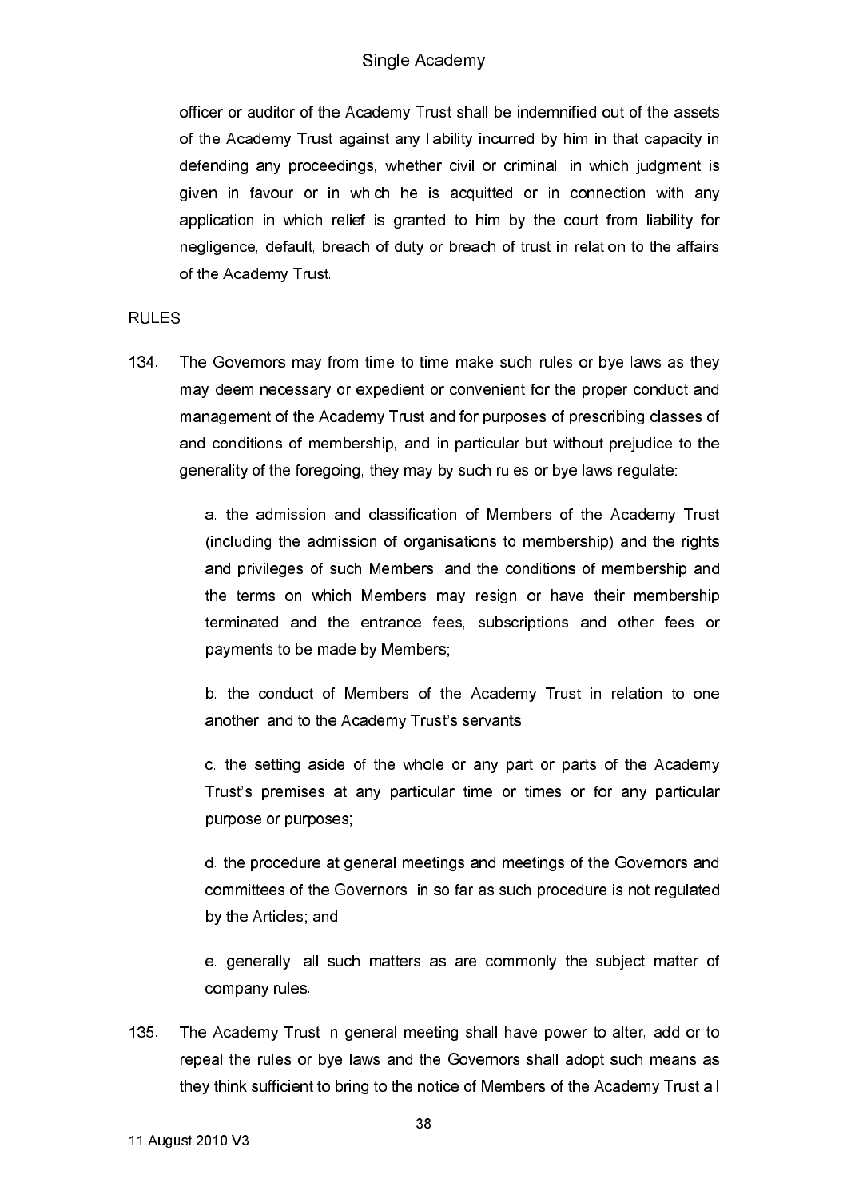officer or auditor of the Academy Trust shall be indemnified out of the assets of the Academy Trust against any liability incurred by him in that capacity in defending any proceedings, whether civil or criminal, in which judgment is given in favour or in which he is acquitted or in connection with any application in which relief is granted to him by the court from liability for negligence, default, breach of duty or breach of trust in relation to the affairs of the Academy Trust.

RULES

134. The Governors may from time to time make such rules or bye laws as they may deem necessary or expedient or convenient for the proper conduct and management of the Academy Trust and for purposes of prescribing classes of and conditions of membership, and in particular but without prejudice to the generality of the foregoing, they may by such rules or bye laws regulate:

   a. the admission and classification of Members of the Academy Trust (including the admission of organisations to membership) and the rights and privileges of such Members, and the conditions of membership and the terms on which Members may resign or have their membership terminated and the entrance fees, subscriptions and other fees or payments to be made by Members;

   b. the conduct of Members of the Academy Trust in relation to one another, and to the Academy Trust's servants;

   c. the setting aside of the whole or any part or parts of the Academy Trust's premises at any particular time or times or for any particular purpose or purposes;

   d. the procedure at general meetings and meetings of the Governors and committees of the Governors in so far as such procedure is not regulated by the Articles; and

   e. generally, all such matters as are commonly the subject matter of company rules.

135. The Academy Trust in general meeting shall have power to alter, add or to repeal the rules or bye laws and the Governors shall adopt such means as they think sufficient to bring to the notice of Members of the Academy Trust all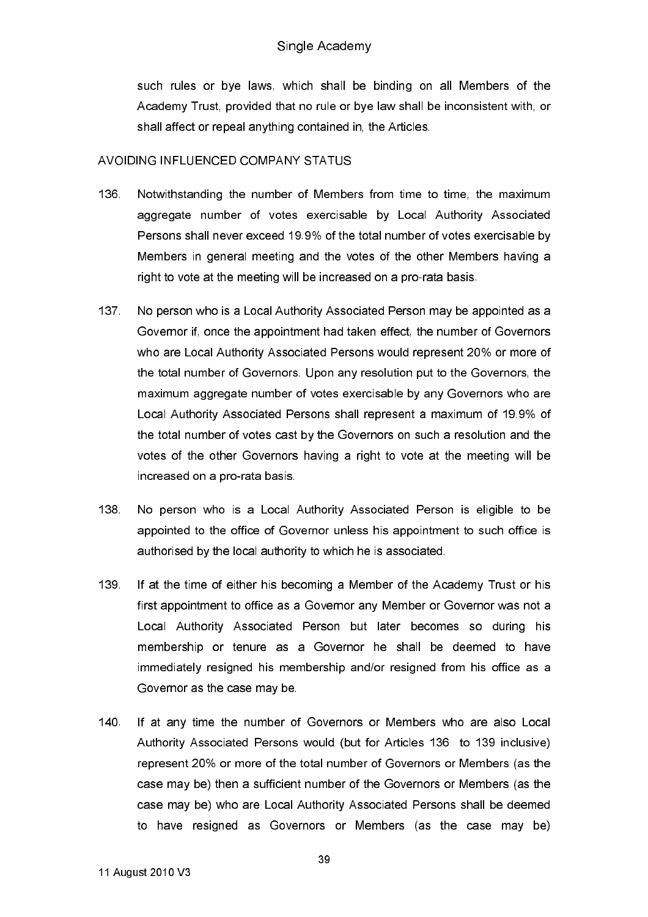such rules or bye laws, which shall be binding on all Members of the Academy Trust, provided that no rule or bye law shall be inconsistent with, or shall affect or repeal anything contained in, the Articles.

AVOIDING INFLUENCED COMPANY STATUS

136. Notwithstanding the number of Members from time to time, the maximum aggregate number of votes exercisable by Local Authority Associated Persons shall never exceed 19.9% of the total number of votes exercisable by Members in general meeting and the votes of the other Members having a right to vote at the meeting will be increased on a pro-rata basis.

137. No person who is a Local Authority Associated Person may be appointed as a Governor if, once the appointment had taken effect, the number of Governors who are Local Authority Associated Persons would represent 20% or more of the total number of Governors. Upon any resolution put to the Governors, the maximum aggregate number of votes exercisable by any Governors who are Local Authority Associated Persons shall represent a maximum of 19.9% of the total number of votes cast by the Governors on such a resolution and the votes of the other Governors having a right to vote at the meeting will be increased on a pro-rata basis.

138. No person who is a Local Authority Associated Person is eligible to be appointed to the office of Governor unless his appointment to such office is authorised by the local authority to which he is associated.

139. If at the time of either his becoming a Member of the Academy Trust or his first appointment to office as a Governor any Member or Governor was not a Local Authority Associated Person but later becomes so during his membership or tenure as a Governor he shall be deemed to have immediately resigned his membership and/or resigned from his office as a Governor as the case may be.

140. If at any time the number of Governors or Members who are also Local Authority Associated Persons would (but for Articles 136 to 139 inclusive) represent 20% or more of the total number of Governors or Members (as the case may be) then a sufficient number of the Governors or Members (as the case may be) who are Local Authority Associated Persons shall be deemed to have resigned as Governors or Members (as the case may be)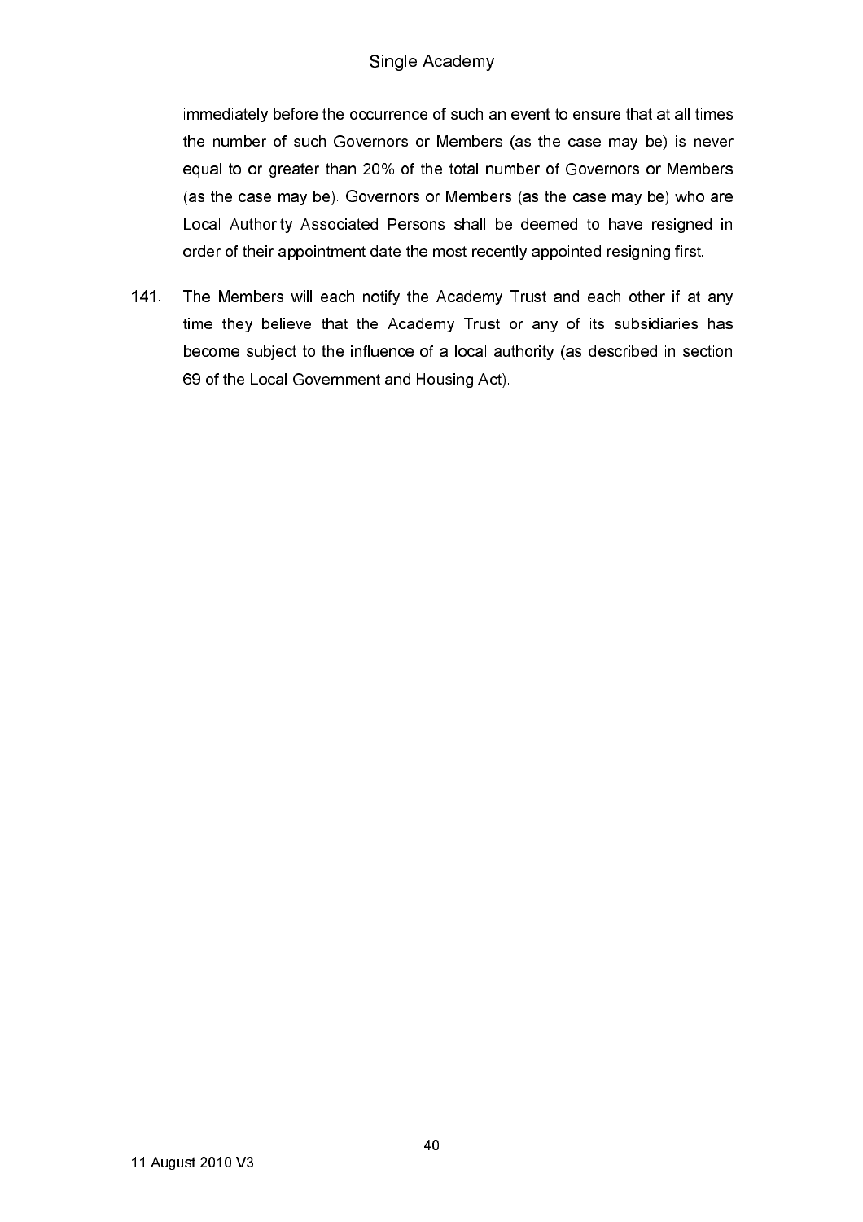immediately before the occurrence of such an event to ensure that at all times the number of such Governors or Members (as the case may be) is never equal to or greater than 20% of the total number of Governors or Members (as the case may be). Governors or Members (as the case may be) who are Local Authority Associated Persons shall be deemed to have resigned in order of their appointment date the most recently appointed resigning first.

141. The Members will each notify the Academy Trust and each other if at any time they believe that the Academy Trust or any of its subsidiaries has become subject to the influence of a local authority (as described in section 69 of the Local Government and Housing Act).